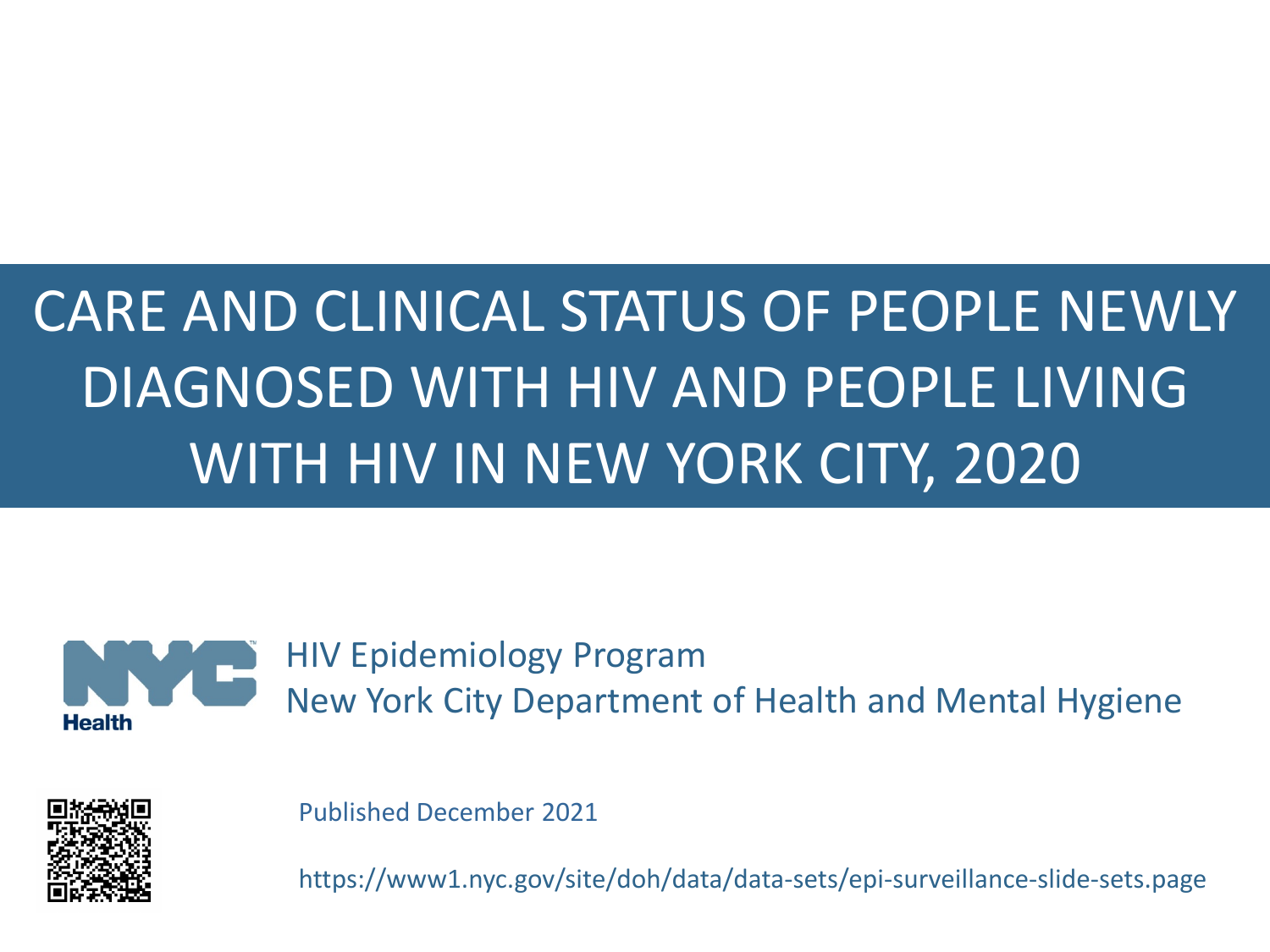# CARE AND CLINICAL STATUS OF PEOPLE NEWLY DIAGNOSED WITH HIV AND PEOPLE LIVING WITH HIV IN NEW YORK CITY, 2020

HIV Epidemiology Program
New York City Department of Health and Mental Hygiene

Published December 2021

https://www1.nyc.gov/site/doh/data/data-sets/epi-surveillance-slide-sets.page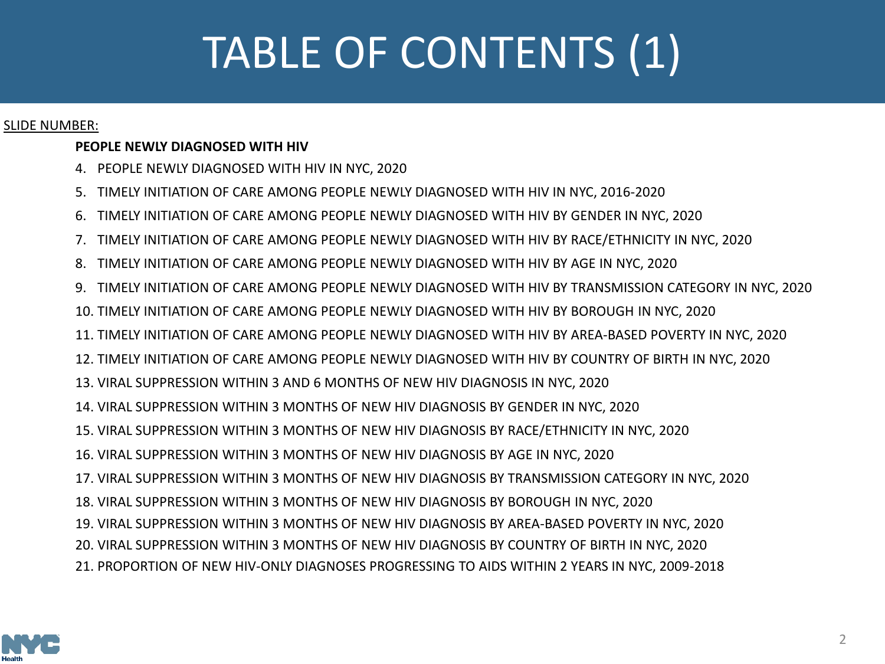# TABLE OF CONTENTS (1)

SLIDE NUMBER:

**PEOPLE NEWLY DIAGNOSED WITH HIV**

4. PEOPLE NEWLY DIAGNOSED WITH HIV IN NYC, 2020
5. TIMELY INITIATION OF CARE AMONG PEOPLE NEWLY DIAGNOSED WITH HIV IN NYC, 2016-2020
6. TIMELY INITIATION OF CARE AMONG PEOPLE NEWLY DIAGNOSED WITH HIV BY GENDER IN NYC, 2020
7. TIMELY INITIATION OF CARE AMONG PEOPLE NEWLY DIAGNOSED WITH HIV BY RACE/ETHNICITY IN NYC, 2020
8. TIMELY INITIATION OF CARE AMONG PEOPLE NEWLY DIAGNOSED WITH HIV BY AGE IN NYC, 2020
9. TIMELY INITIATION OF CARE AMONG PEOPLE NEWLY DIAGNOSED WITH HIV BY TRANSMISSION CATEGORY IN NYC, 2020
10. TIMELY INITIATION OF CARE AMONG PEOPLE NEWLY DIAGNOSED WITH HIV BY BOROUGH IN NYC, 2020
11. TIMELY INITIATION OF CARE AMONG PEOPLE NEWLY DIAGNOSED WITH HIV BY AREA-BASED POVERTY IN NYC, 2020
12. TIMELY INITIATION OF CARE AMONG PEOPLE NEWLY DIAGNOSED WITH HIV BY COUNTRY OF BIRTH IN NYC, 2020
13. VIRAL SUPPRESSION WITHIN 3 AND 6 MONTHS OF NEW HIV DIAGNOSIS IN NYC, 2020
14. VIRAL SUPPRESSION WITHIN 3 MONTHS OF NEW HIV DIAGNOSIS BY GENDER IN NYC, 2020
15. VIRAL SUPPRESSION WITHIN 3 MONTHS OF NEW HIV DIAGNOSIS BY RACE/ETHNICITY IN NYC, 2020
16. VIRAL SUPPRESSION WITHIN 3 MONTHS OF NEW HIV DIAGNOSIS BY AGE IN NYC, 2020
17. VIRAL SUPPRESSION WITHIN 3 MONTHS OF NEW HIV DIAGNOSIS BY TRANSMISSION CATEGORY IN NYC, 2020
18. VIRAL SUPPRESSION WITHIN 3 MONTHS OF NEW HIV DIAGNOSIS BY BOROUGH IN NYC, 2020
19. VIRAL SUPPRESSION WITHIN 3 MONTHS OF NEW HIV DIAGNOSIS BY AREA-BASED POVERTY IN NYC, 2020
20. VIRAL SUPPRESSION WITHIN 3 MONTHS OF NEW HIV DIAGNOSIS BY COUNTRY OF BIRTH IN NYC, 2020
21. PROPORTION OF NEW HIV-ONLY DIAGNOSES PROGRESSING TO AIDS WITHIN 2 YEARS IN NYC, 2009-2018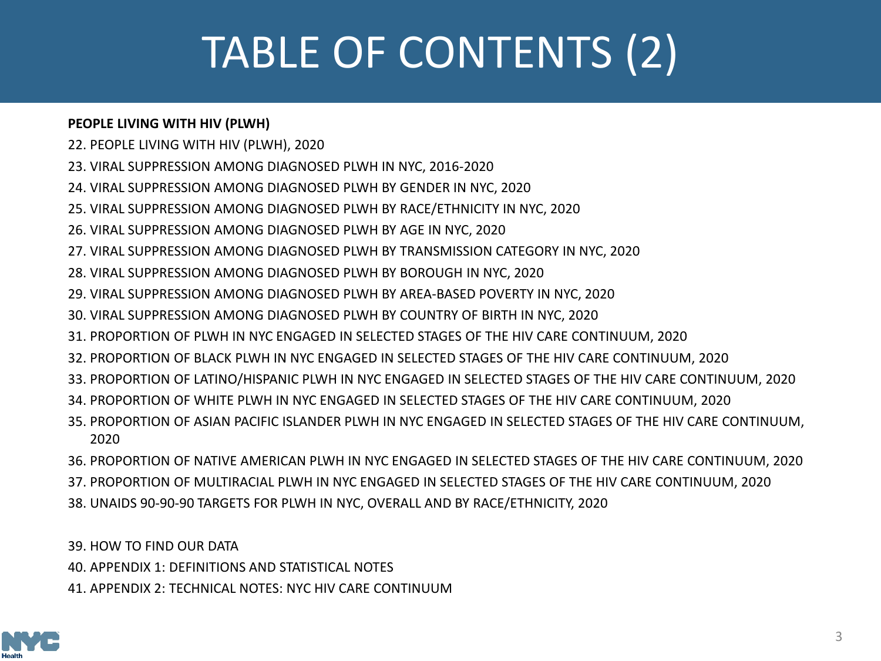# TABLE OF CONTENTS (2)

**PEOPLE LIVING WITH HIV (PLWH)**

22. PEOPLE LIVING WITH HIV (PLWH), 2020
23. VIRAL SUPPRESSION AMONG DIAGNOSED PLWH IN NYC, 2016-2020
24. VIRAL SUPPRESSION AMONG DIAGNOSED PLWH BY GENDER IN NYC, 2020
25. VIRAL SUPPRESSION AMONG DIAGNOSED PLWH BY RACE/ETHNICITY IN NYC, 2020
26. VIRAL SUPPRESSION AMONG DIAGNOSED PLWH BY AGE IN NYC, 2020
27. VIRAL SUPPRESSION AMONG DIAGNOSED PLWH BY TRANSMISSION CATEGORY IN NYC, 2020
28. VIRAL SUPPRESSION AMONG DIAGNOSED PLWH BY BOROUGH IN NYC, 2020
29. VIRAL SUPPRESSION AMONG DIAGNOSED PLWH BY AREA-BASED POVERTY IN NYC, 2020
30. VIRAL SUPPRESSION AMONG DIAGNOSED PLWH BY COUNTRY OF BIRTH IN NYC, 2020
31. PROPORTION OF PLWH IN NYC ENGAGED IN SELECTED STAGES OF THE HIV CARE CONTINUUM, 2020
32. PROPORTION OF BLACK PLWH IN NYC ENGAGED IN SELECTED STAGES OF THE HIV CARE CONTINUUM, 2020
33. PROPORTION OF LATINO/HISPANIC PLWH IN NYC ENGAGED IN SELECTED STAGES OF THE HIV CARE CONTINUUM, 2020
34. PROPORTION OF WHITE PLWH IN NYC ENGAGED IN SELECTED STAGES OF THE HIV CARE CONTINUUM, 2020
35. PROPORTION OF ASIAN PACIFIC ISLANDER PLWH IN NYC ENGAGED IN SELECTED STAGES OF THE HIV CARE CONTINUUM, 2020
36. PROPORTION OF NATIVE AMERICAN PLWH IN NYC ENGAGED IN SELECTED STAGES OF THE HIV CARE CONTINUUM, 2020
37. PROPORTION OF MULTIRACIAL PLWH IN NYC ENGAGED IN SELECTED STAGES OF THE HIV CARE CONTINUUM, 2020
38. UNAIDS 90-90-90 TARGETS FOR PLWH IN NYC, OVERALL AND BY RACE/ETHNICITY, 2020

39. HOW TO FIND OUR DATA
40. APPENDIX 1: DEFINITIONS AND STATISTICAL NOTES
41. APPENDIX 2: TECHNICAL NOTES: NYC HIV CARE CONTINUUM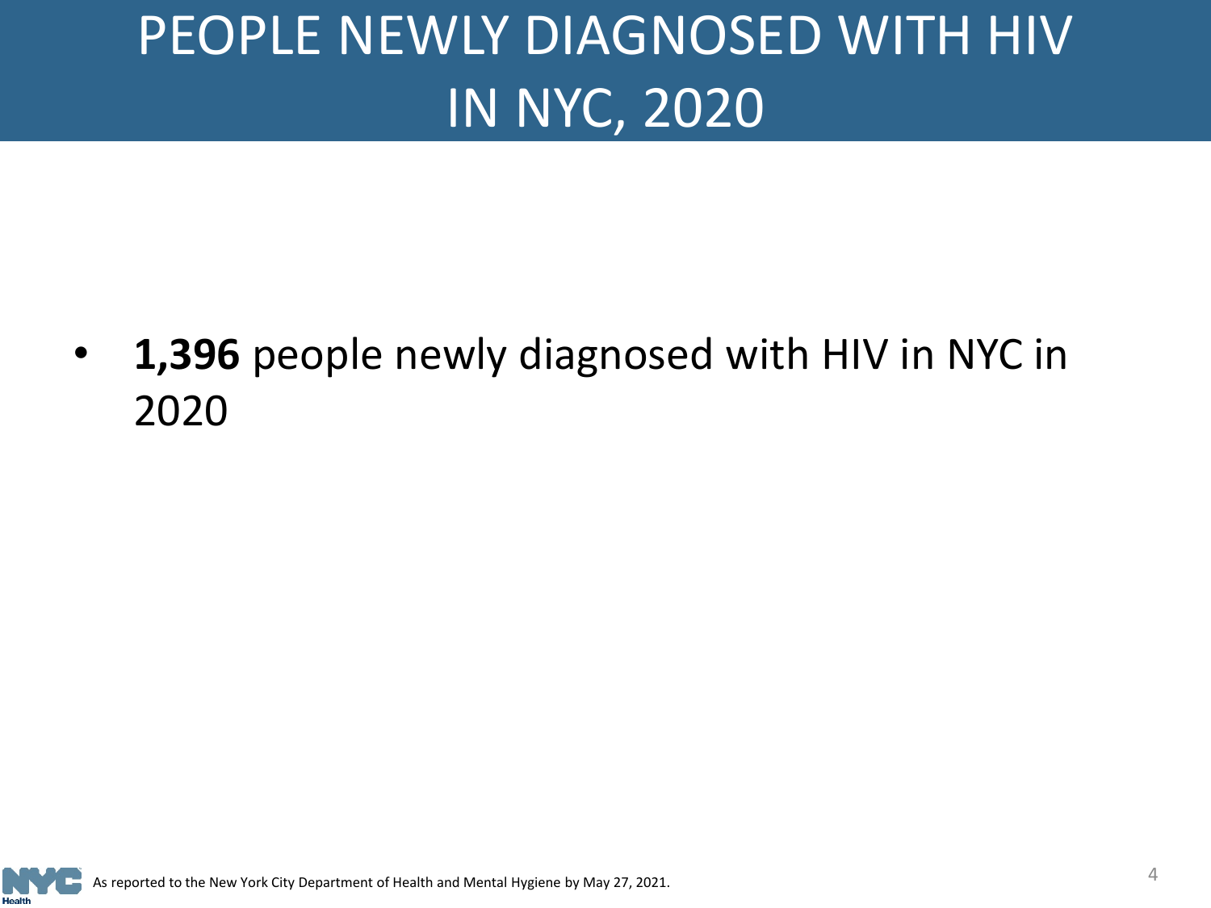# PEOPLE NEWLY DIAGNOSED WITH HIV IN NYC, 2020

- **1,396** people newly diagnosed with HIV in NYC in 2020

As reported to the New York City Department of Health and Mental Hygiene by May 27, 2021.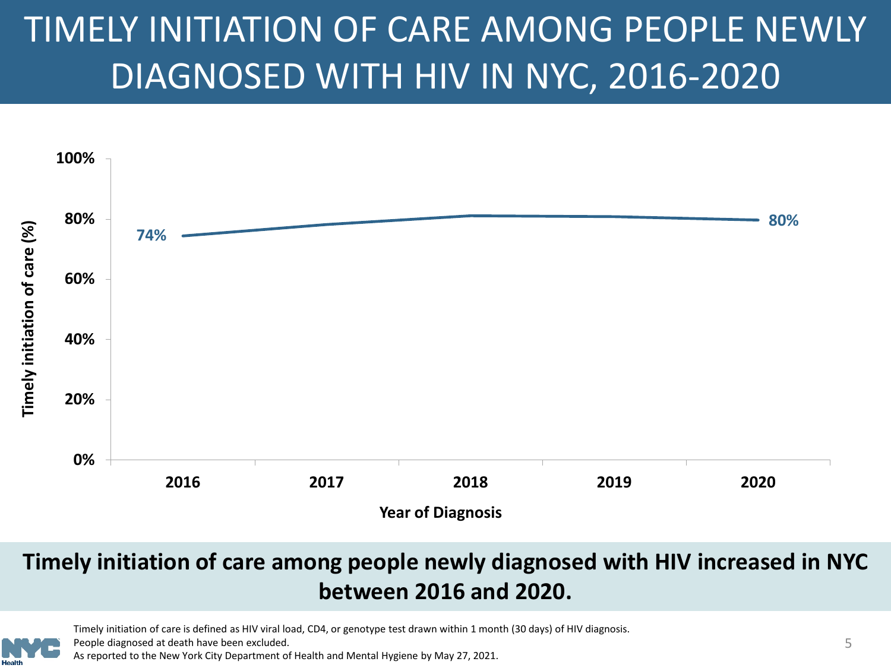# TIMELY INITIATION OF CARE AMONG PEOPLE NEWLY DIAGNOSED WITH HIV IN NYC, 2016-2020

| Year of Diagnosis | Timely initiation of care (%) |
|---|---|
| 2016 | 74% |
| 2017 | |
| 2018 | |
| 2019 | |
| 2020 | 80% |

**Timely initiation of care among people newly diagnosed with HIV increased in NYC between 2016 and 2020.**

Timely initiation of care is defined as HIV viral load, CD4, or genotype test drawn within 1 month (30 days) of HIV diagnosis.
People diagnosed at death have been excluded.
As reported to the New York City Department of Health and Mental Hygiene by May 27, 2021.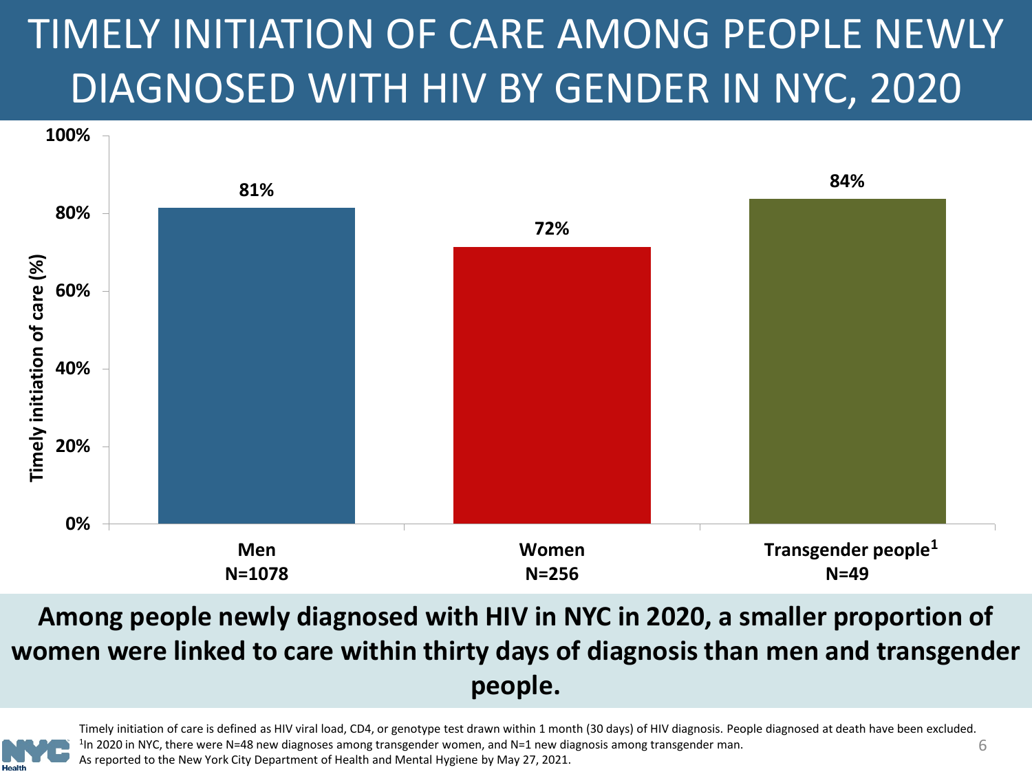# TIMELY INITIATION OF CARE AMONG PEOPLE NEWLY DIAGNOSED WITH HIV BY GENDER IN NYC, 2020

| Gender | Timely initiation of care (%) |
|---|---|
| Men (N=1078) | 81% |
| Women (N=256) | 72% |
| Transgender people[1] (N=49) | 84% |

**Among people newly diagnosed with HIV in NYC in 2020, a smaller proportion of women were linked to care within thirty days of diagnosis than men and transgender people.**

Timely initiation of care is defined as HIV viral load, CD4, or genotype test drawn within 1 month (30 days) of HIV diagnosis. People diagnosed at death have been excluded.

[1]In 2020 in NYC, there were N=48 new diagnoses among transgender women, and N=1 new diagnosis among transgender man.

As reported to the New York City Department of Health and Mental Hygiene by May 27, 2021.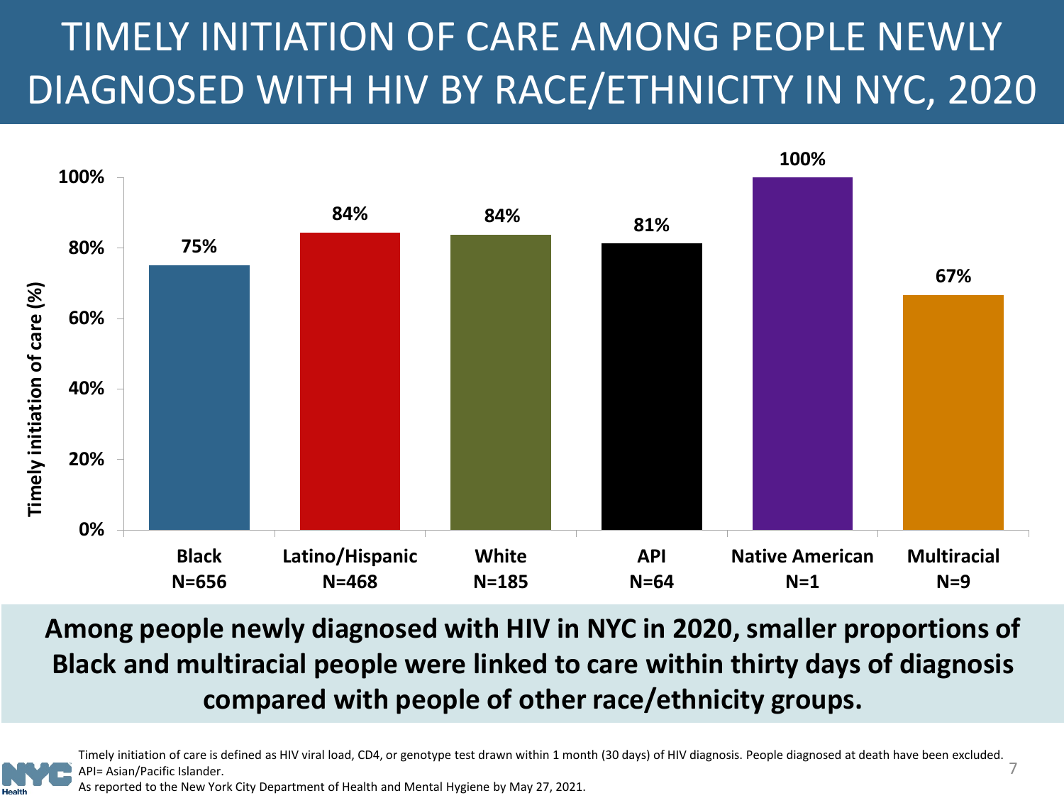# TIMELY INITIATION OF CARE AMONG PEOPLE NEWLY DIAGNOSED WITH HIV BY RACE/ETHNICITY IN NYC, 2020

| Race/Ethnicity | N | Timely initiation of care (%) |
|---|---|---|
| Black | N=656 | 75% |
| Latino/Hispanic | N=468 | 84% |
| White | N=185 | 84% |
| API | N=64 | 81% |
| Native American | N=1 | 100% |
| Multiracial | N=9 | 67% |

**Among people newly diagnosed with HIV in NYC in 2020, smaller proportions of Black and multiracial people were linked to care within thirty days of diagnosis compared with people of other race/ethnicity groups.**

Timely initiation of care is defined as HIV viral load, CD4, or genotype test drawn within 1 month (30 days) of HIV diagnosis. People diagnosed at death have been excluded.
API= Asian/Pacific Islander.
As reported to the New York City Department of Health and Mental Hygiene by May 27, 2021.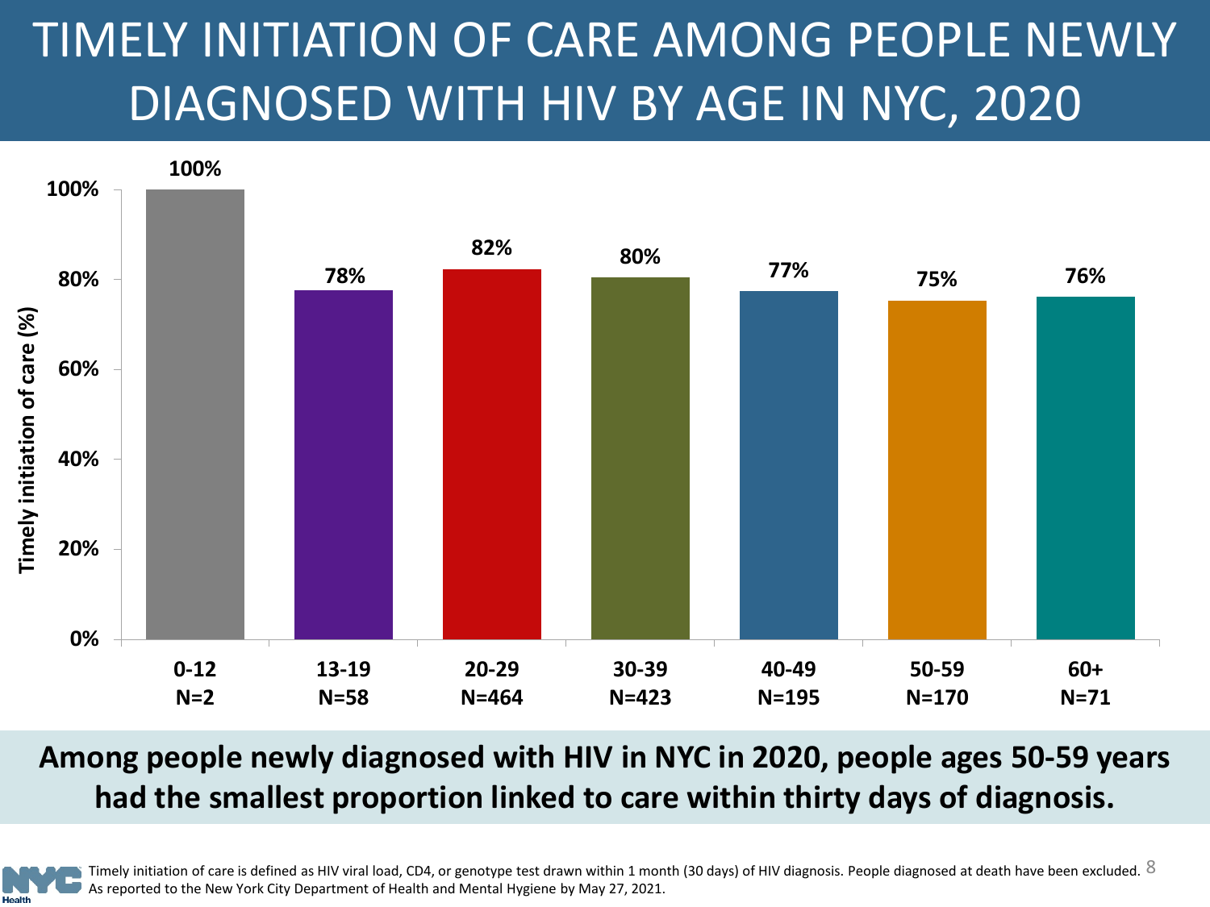# TIMELY INITIATION OF CARE AMONG PEOPLE NEWLY DIAGNOSED WITH HIV BY AGE IN NYC, 2020

| Age group | N | Timely initiation of care (%) |
| --- | --- | --- |
| 0-12 | N=2 | 100% |
| 13-19 | N=58 | 78% |
| 20-29 | N=464 | 82% |
| 30-39 | N=423 | 80% |
| 40-49 | N=195 | 77% |
| 50-59 | N=170 | 75% |
| 60+ | N=71 | 76% |

**Among people newly diagnosed with HIV in NYC in 2020, people ages 50-59 years had the smallest proportion linked to care within thirty days of diagnosis.**

Timely initiation of care is defined as HIV viral load, CD4, or genotype test drawn within 1 month (30 days) of HIV diagnosis. People diagnosed at death have been excluded.
As reported to the New York City Department of Health and Mental Hygiene by May 27, 2021.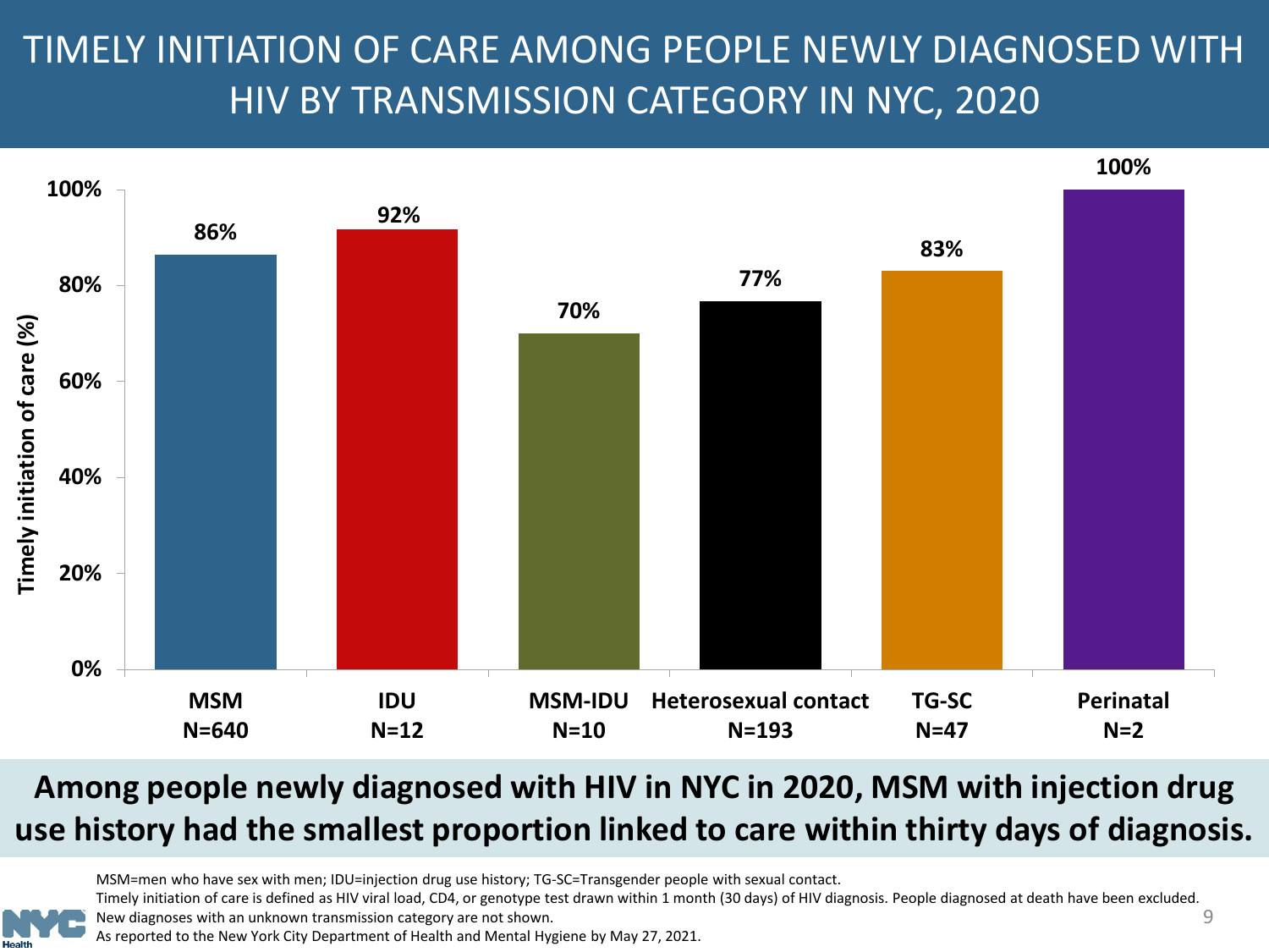# TIMELY INITIATION OF CARE AMONG PEOPLE NEWLY DIAGNOSED WITH HIV BY TRANSMISSION CATEGORY IN NYC, 2020

| Transmission category | N | Timely initiation of care (%) |
|---|---|---|
| MSM | 640 | 86% |
| IDU | 12 | 92% |
| MSM-IDU | 10 | 70% |
| Heterosexual contact | 193 | 77% |
| TG-SC | 47 | 83% |
| Perinatal | 2 | 100% |

**Among people newly diagnosed with HIV in NYC in 2020, MSM with injection drug use history had the smallest proportion linked to care within thirty days of diagnosis.**

MSM=men who have sex with men; IDU=injection drug use history; TG-SC=Transgender people with sexual contact.
Timely initiation of care is defined as HIV viral load, CD4, or genotype test drawn within 1 month (30 days) of HIV diagnosis. People diagnosed at death have been excluded.
New diagnoses with an unknown transmission category are not shown.
As reported to the New York City Department of Health and Mental Hygiene by May 27, 2021.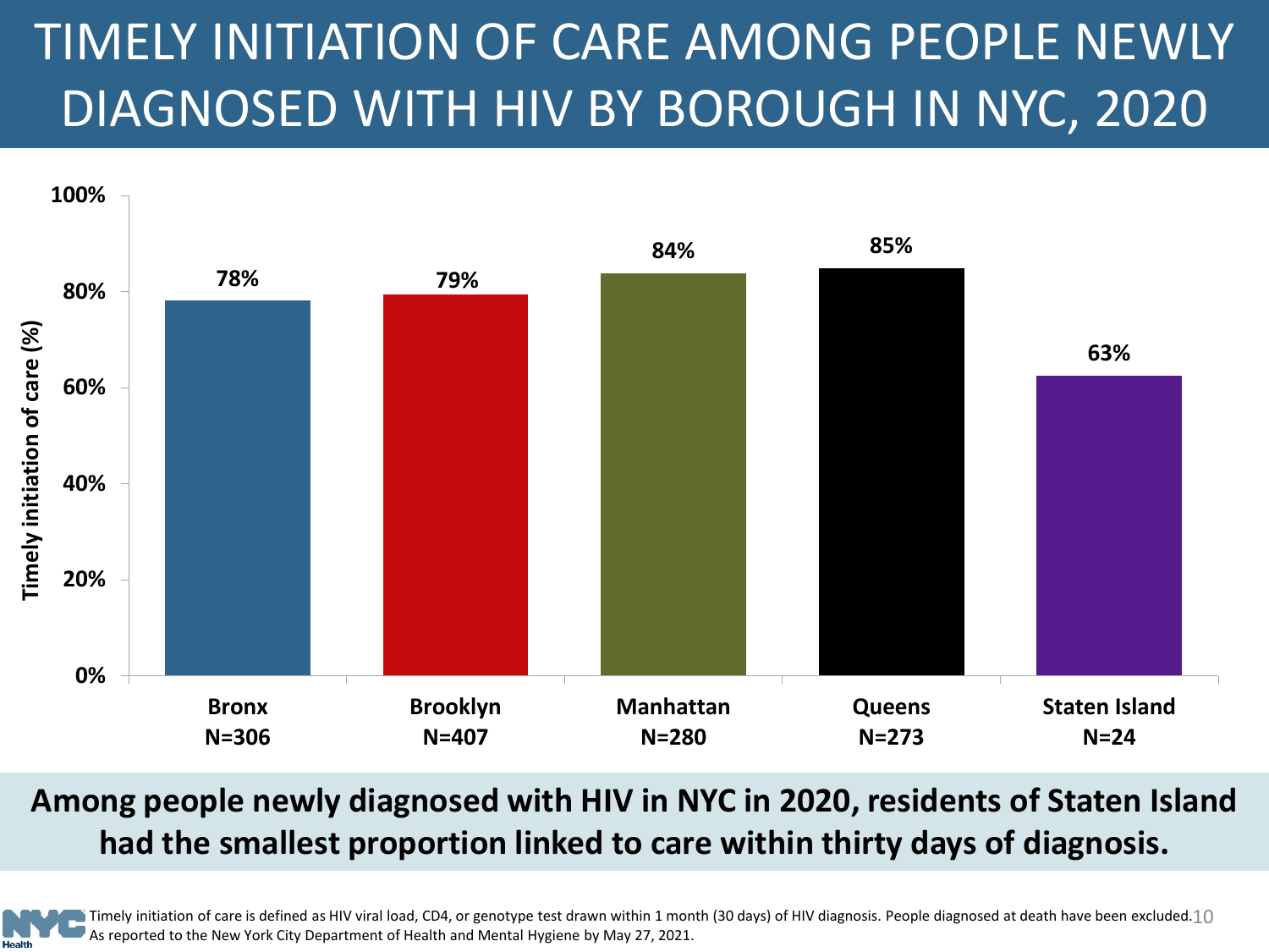# TIMELY INITIATION OF CARE AMONG PEOPLE NEWLY DIAGNOSED WITH HIV BY BOROUGH IN NYC, 2020

| Borough | Timely initiation of care (%) |
| --- | --- |
| Bronx N=306 | 78% |
| Brooklyn N=407 | 79% |
| Manhattan N=280 | 84% |
| Queens N=273 | 85% |
| Staten Island N=24 | 63% |

**Among people newly diagnosed with HIV in NYC in 2020, residents of Staten Island had the smallest proportion linked to care within thirty days of diagnosis.**

Timely initiation of care is defined as HIV viral load, CD4, or genotype test drawn within 1 month (30 days) of HIV diagnosis. People diagnosed at death have been excluded.
As reported to the New York City Department of Health and Mental Hygiene by May 27, 2021.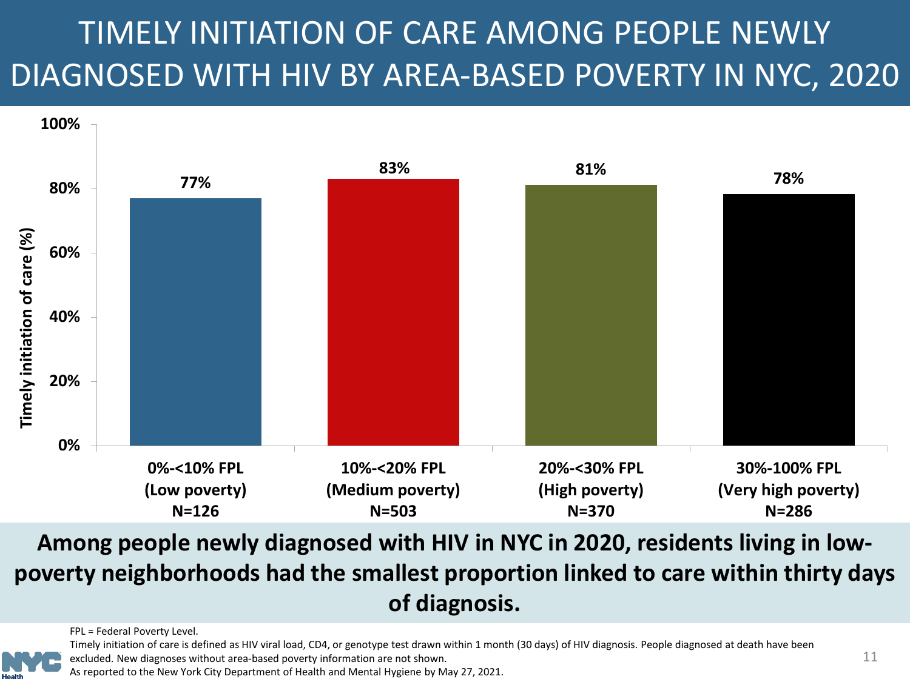# TIMELY INITIATION OF CARE AMONG PEOPLE NEWLY DIAGNOSED WITH HIV BY AREA-BASED POVERTY IN NYC, 2020

| Area-based poverty | Timely initiation of care (%) |
|---|---|
| 0%-<10% FPL (Low poverty) N=126 | 77% |
| 10%-<20% FPL (Medium poverty) N=503 | 83% |
| 20%-<30% FPL (High poverty) N=370 | 81% |
| 30%-100% FPL (Very high poverty) N=286 | 78% |

**Among people newly diagnosed with HIV in NYC in 2020, residents living in low-poverty neighborhoods had the smallest proportion linked to care within thirty days of diagnosis.**

FPL = Federal Poverty Level.

Timely initiation of care is defined as HIV viral load, CD4, or genotype test drawn within 1 month (30 days) of HIV diagnosis. People diagnosed at death have been excluded. New diagnoses without area-based poverty information are not shown.

As reported to the New York City Department of Health and Mental Hygiene by May 27, 2021.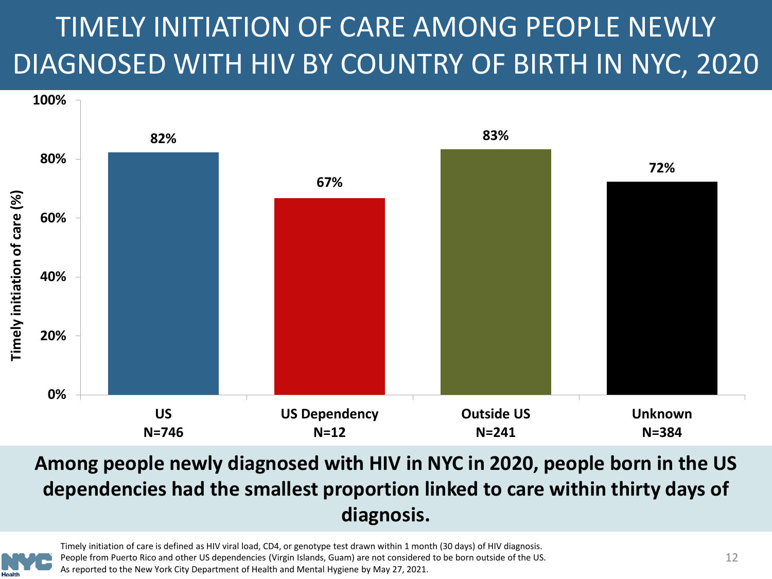# TIMELY INITIATION OF CARE AMONG PEOPLE NEWLY DIAGNOSED WITH HIV BY COUNTRY OF BIRTH IN NYC, 2020

| Country of birth | N | Timely initiation of care (%) |
|---|---|---|
| US | 746 | 82% |
| US Dependency | 12 | 67% |
| Outside US | 241 | 83% |
| Unknown | 384 | 72% |

**Among people newly diagnosed with HIV in NYC in 2020, people born in the US dependencies had the smallest proportion linked to care within thirty days of diagnosis.**

Timely initiation of care is defined as HIV viral load, CD4, or genotype test drawn within 1 month (30 days) of HIV diagnosis.
People from Puerto Rico and other US dependencies (Virgin Islands, Guam) are not considered to be born outside of the US.
As reported to the New York City Department of Health and Mental Hygiene by May 27, 2021.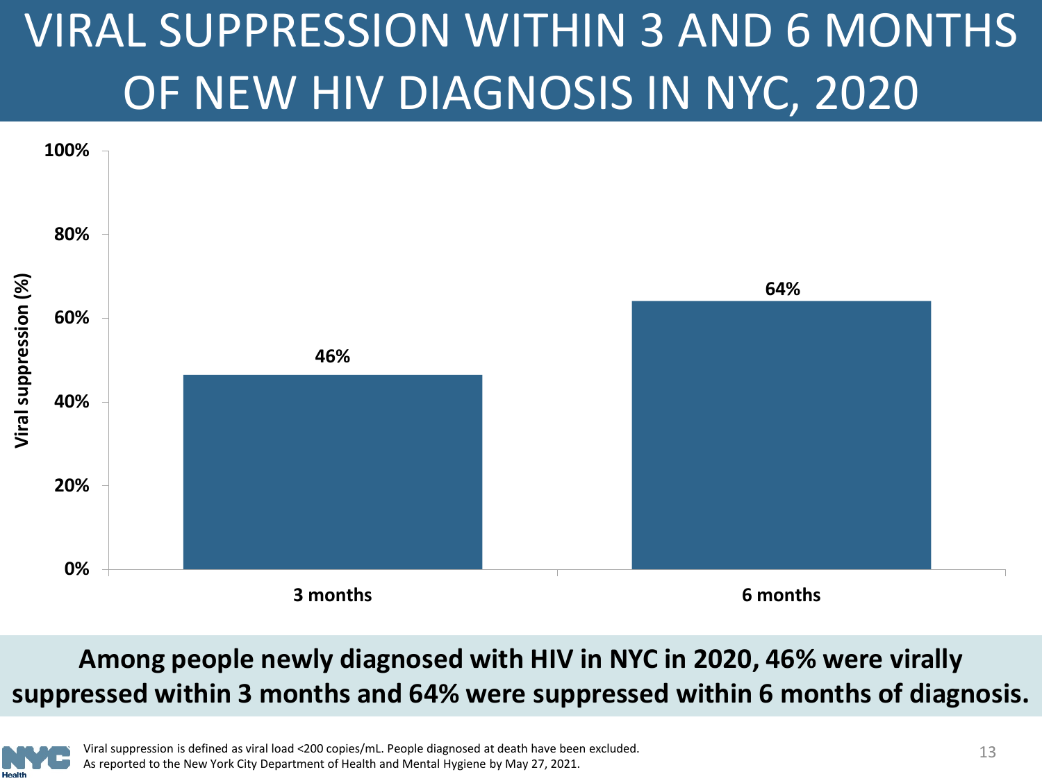# VIRAL SUPPRESSION WITHIN 3 AND 6 MONTHS OF NEW HIV DIAGNOSIS IN NYC, 2020

| | Viral suppression (%) |
|---|---|
| 3 months | 46% |
| 6 months | 64% |

**Among people newly diagnosed with HIV in NYC in 2020, 46% were virally suppressed within 3 months and 64% were suppressed within 6 months of diagnosis.**

Viral suppression is defined as viral load <200 copies/mL. People diagnosed at death have been excluded.
As reported to the New York City Department of Health and Mental Hygiene by May 27, 2021.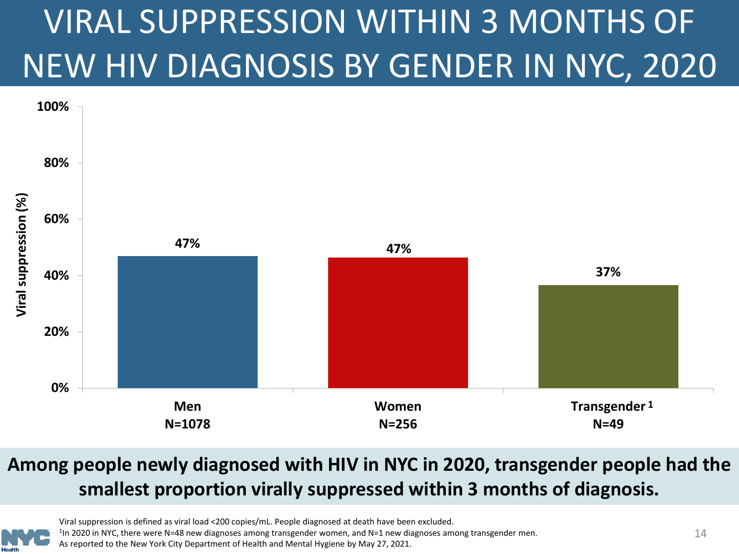# VIRAL SUPPRESSION WITHIN 3 MONTHS OF NEW HIV DIAGNOSIS BY GENDER IN NYC, 2020

| | Men N=1078 | Women N=256 | Transgender[1] N=49 |
|---|---|---|---|
| Viral suppression (%) | 47% | 47% | 37% |

**Among people newly diagnosed with HIV in NYC in 2020, transgender people had the smallest proportion virally suppressed within 3 months of diagnosis.**

Viral suppression is defined as viral load <200 copies/mL. People diagnosed at death have been excluded.

[1]In 2020 in NYC, there were N=48 new diagnoses among transgender women, and N=1 new diagnoses among transgender men.

As reported to the New York City Department of Health and Mental Hygiene by May 27, 2021.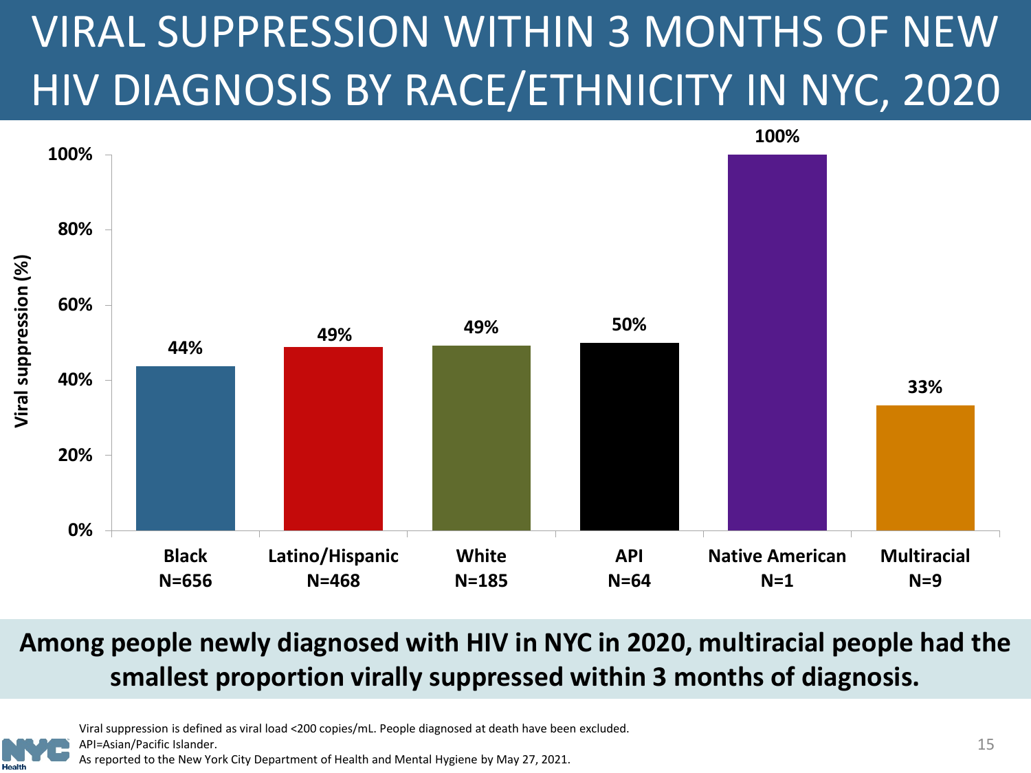# VIRAL SUPPRESSION WITHIN 3 MONTHS OF NEW HIV DIAGNOSIS BY RACE/ETHNICITY IN NYC, 2020

| Race/Ethnicity | N | Viral suppression (%) |
|---|---|---|
| Black | 656 | 44% |
| Latino/Hispanic | 468 | 49% |
| White | 185 | 49% |
| API | 64 | 50% |
| Native American | 1 | 100% |
| Multiracial | 9 | 33% |

**Among people newly diagnosed with HIV in NYC in 2020, multiracial people had the smallest proportion virally suppressed within 3 months of diagnosis.**

Viral suppression is defined as viral load <200 copies/mL. People diagnosed at death have been excluded.
API=Asian/Pacific Islander.
As reported to the New York City Department of Health and Mental Hygiene by May 27, 2021.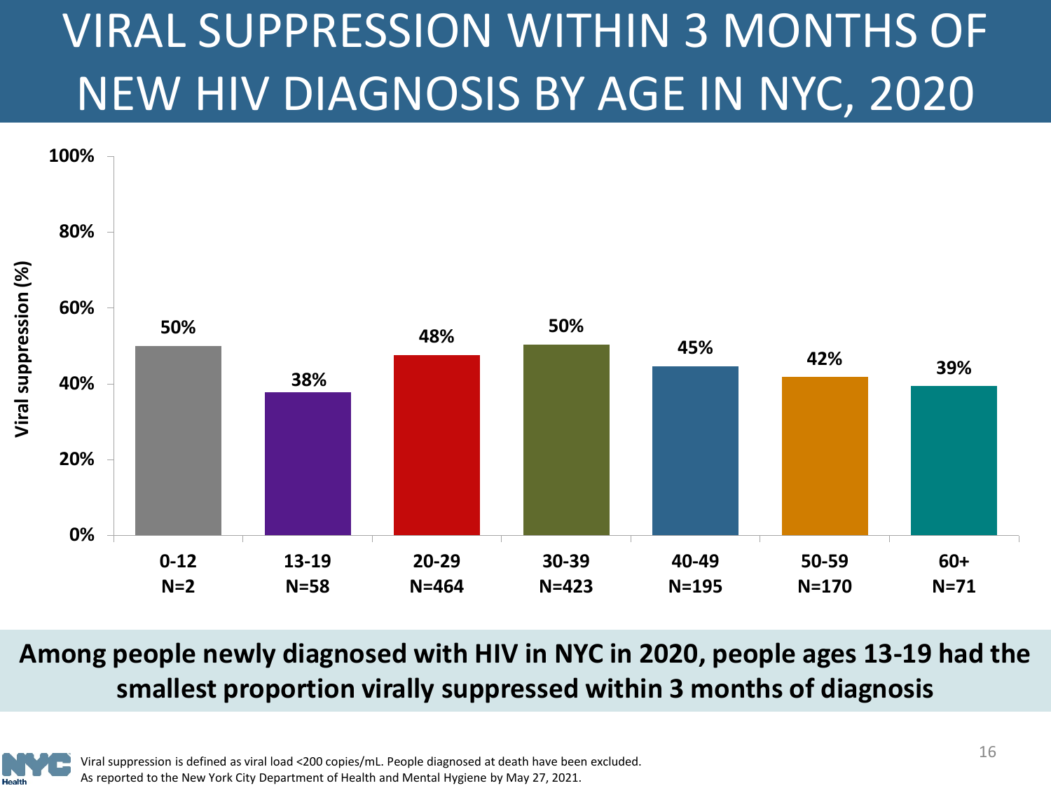# VIRAL SUPPRESSION WITHIN 3 MONTHS OF NEW HIV DIAGNOSIS BY AGE IN NYC, 2020

| Age group | N | Viral suppression (%) |
| --- | --- | --- |
| 0-12 | N=2 | 50% |
| 13-19 | N=58 | 38% |
| 20-29 | N=464 | 48% |
| 30-39 | N=423 | 50% |
| 40-49 | N=195 | 45% |
| 50-59 | N=170 | 42% |
| 60+ | N=71 | 39% |

**Among people newly diagnosed with HIV in NYC in 2020, people ages 13-19 had the smallest proportion virally suppressed within 3 months of diagnosis**

Viral suppression is defined as viral load <200 copies/mL. People diagnosed at death have been excluded.
As reported to the New York City Department of Health and Mental Hygiene by May 27, 2021.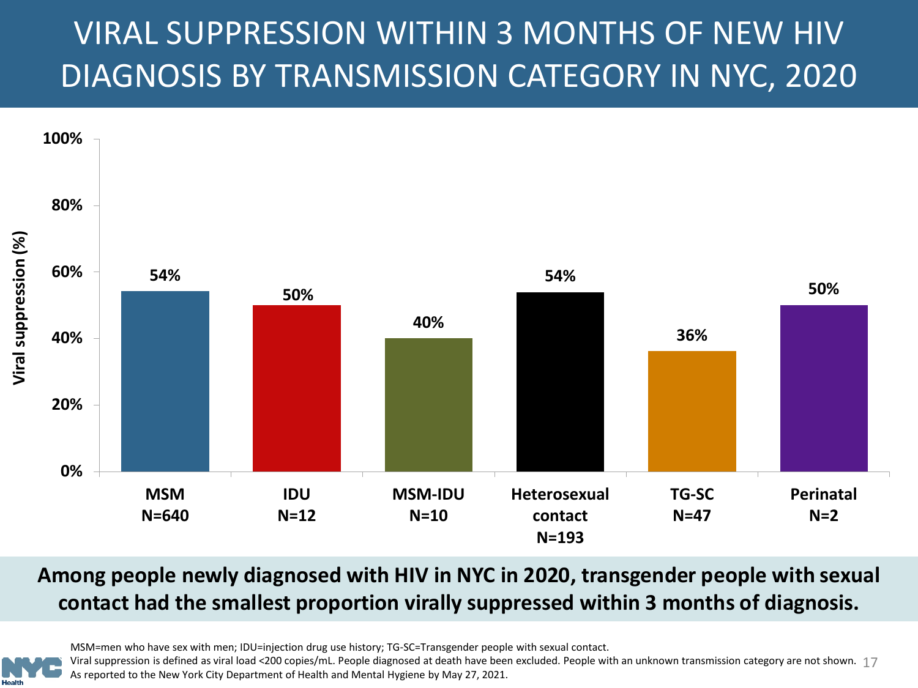# VIRAL SUPPRESSION WITHIN 3 MONTHS OF NEW HIV DIAGNOSIS BY TRANSMISSION CATEGORY IN NYC, 2020

| Transmission category | N | Viral suppression (%) |
|---|---|---|
| MSM | 640 | 54% |
| IDU | 12 | 50% |
| MSM-IDU | 10 | 40% |
| Heterosexual contact | 193 | 54% |
| TG-SC | 47 | 36% |
| Perinatal | 2 | 50% |

**Among people newly diagnosed with HIV in NYC in 2020, transgender people with sexual contact had the smallest proportion virally suppressed within 3 months of diagnosis.**

MSM=men who have sex with men; IDU=injection drug use history; TG-SC=Transgender people with sexual contact.
Viral suppression is defined as viral load <200 copies/mL. People diagnosed at death have been excluded. People with an unknown transmission category are not shown.
As reported to the New York City Department of Health and Mental Hygiene by May 27, 2021.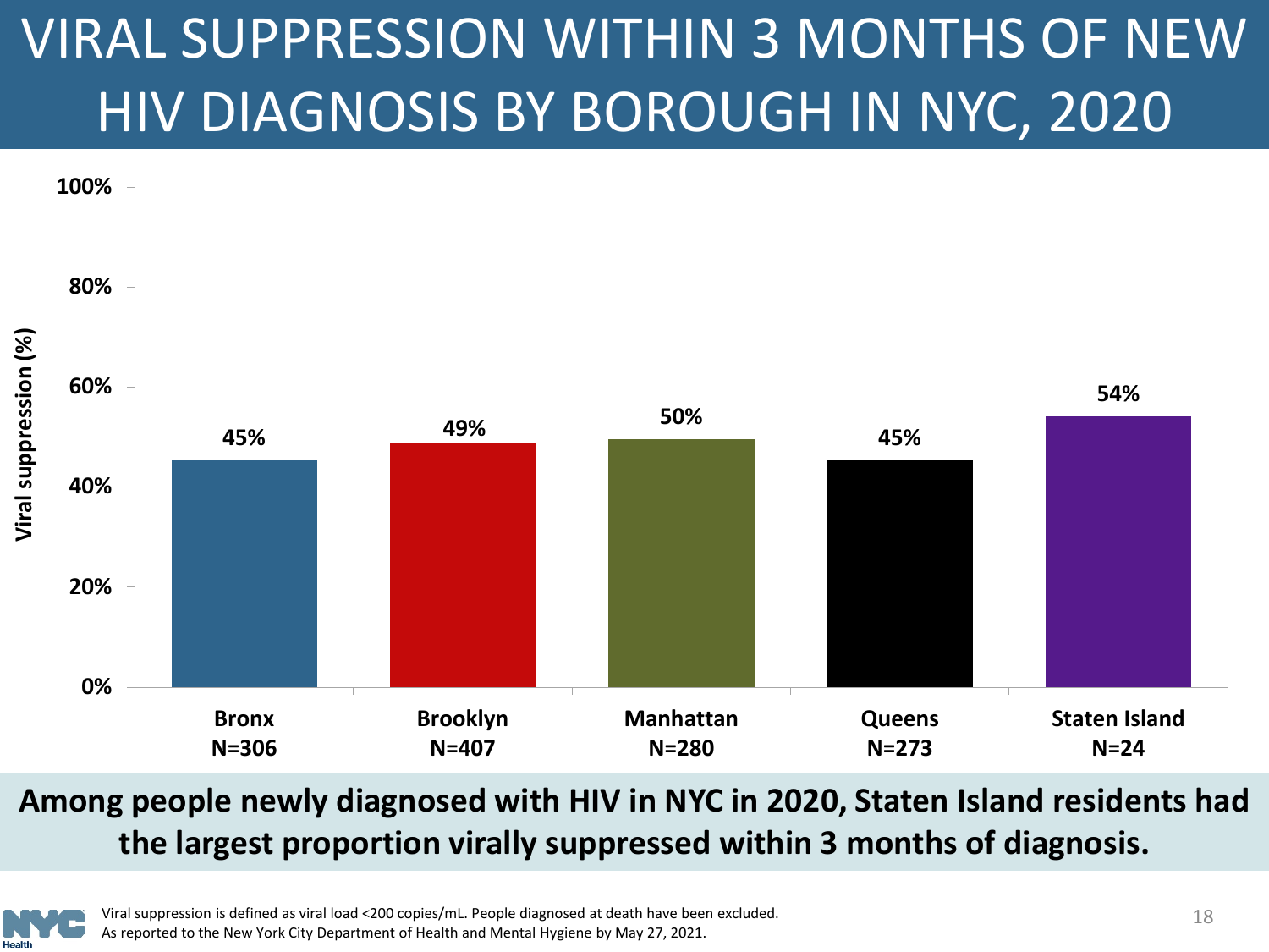# VIRAL SUPPRESSION WITHIN 3 MONTHS OF NEW HIV DIAGNOSIS BY BOROUGH IN NYC, 2020

| Borough | Viral suppression (%) |
|---|---|
| Bronx N=306 | 45% |
| Brooklyn N=407 | 49% |
| Manhattan N=280 | 50% |
| Queens N=273 | 45% |
| Staten Island N=24 | 54% |

**Among people newly diagnosed with HIV in NYC in 2020, Staten Island residents had the largest proportion virally suppressed within 3 months of diagnosis.**

Viral suppression is defined as viral load <200 copies/mL. People diagnosed at death have been excluded.
As reported to the New York City Department of Health and Mental Hygiene by May 27, 2021.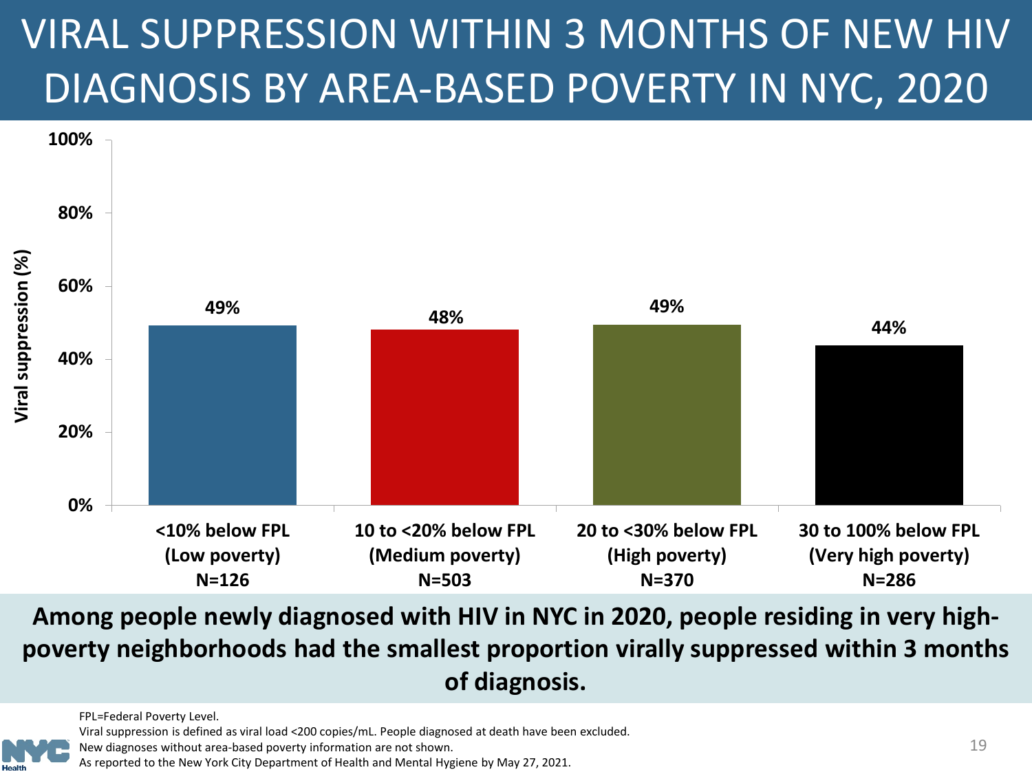# VIRAL SUPPRESSION WITHIN 3 MONTHS OF NEW HIV DIAGNOSIS BY AREA-BASED POVERTY IN NYC, 2020

| Area-based poverty | Viral suppression (%) |
|---|---|
| <10% below FPL (Low poverty) N=126 | 49% |
| 10 to <20% below FPL (Medium poverty) N=503 | 48% |
| 20 to <30% below FPL (High poverty) N=370 | 49% |
| 30 to 100% below FPL (Very high poverty) N=286 | 44% |

**Among people newly diagnosed with HIV in NYC in 2020, people residing in very high-poverty neighborhoods had the smallest proportion virally suppressed within 3 months of diagnosis.**

FPL=Federal Poverty Level.
Viral suppression is defined as viral load <200 copies/mL. People diagnosed at death have been excluded.
New diagnoses without area-based poverty information are not shown.
As reported to the New York City Department of Health and Mental Hygiene by May 27, 2021.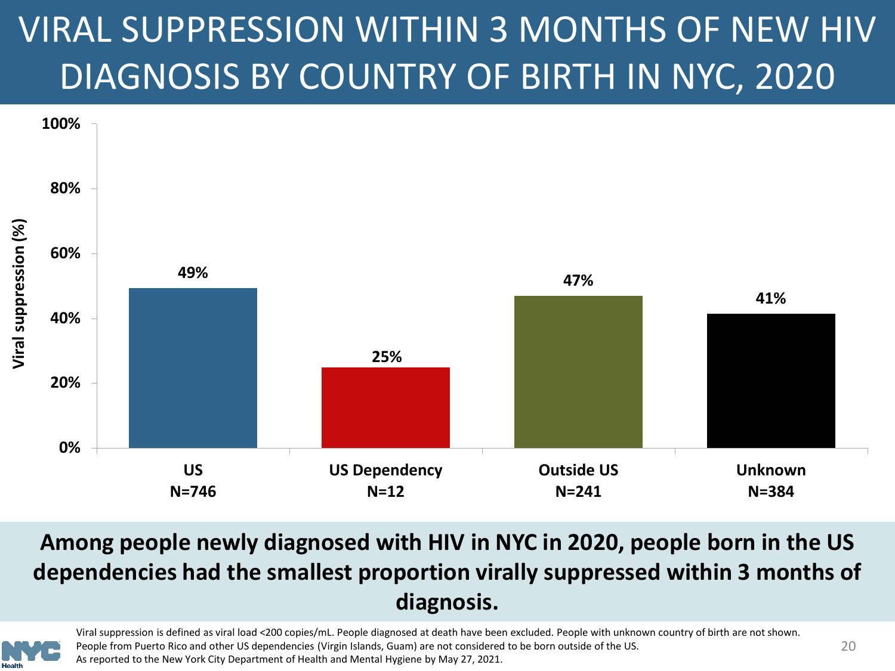# VIRAL SUPPRESSION WITHIN 3 MONTHS OF NEW HIV DIAGNOSIS BY COUNTRY OF BIRTH IN NYC, 2020

| Country of birth | N | Viral suppression (%) |
|---|---|---|
| US | N=746 | 49% |
| US Dependency | N=12 | 25% |
| Outside US | N=241 | 47% |
| Unknown | N=384 | 41% |

**Among people newly diagnosed with HIV in NYC in 2020, people born in the US dependencies had the smallest proportion virally suppressed within 3 months of diagnosis.**

Viral suppression is defined as viral load <200 copies/mL. People diagnosed at death have been excluded. People with unknown country of birth are not shown.
People from Puerto Rico and other US dependencies (Virgin Islands, Guam) are not considered to be born outside of the US.
As reported to the New York City Department of Health and Mental Hygiene by May 27, 2021.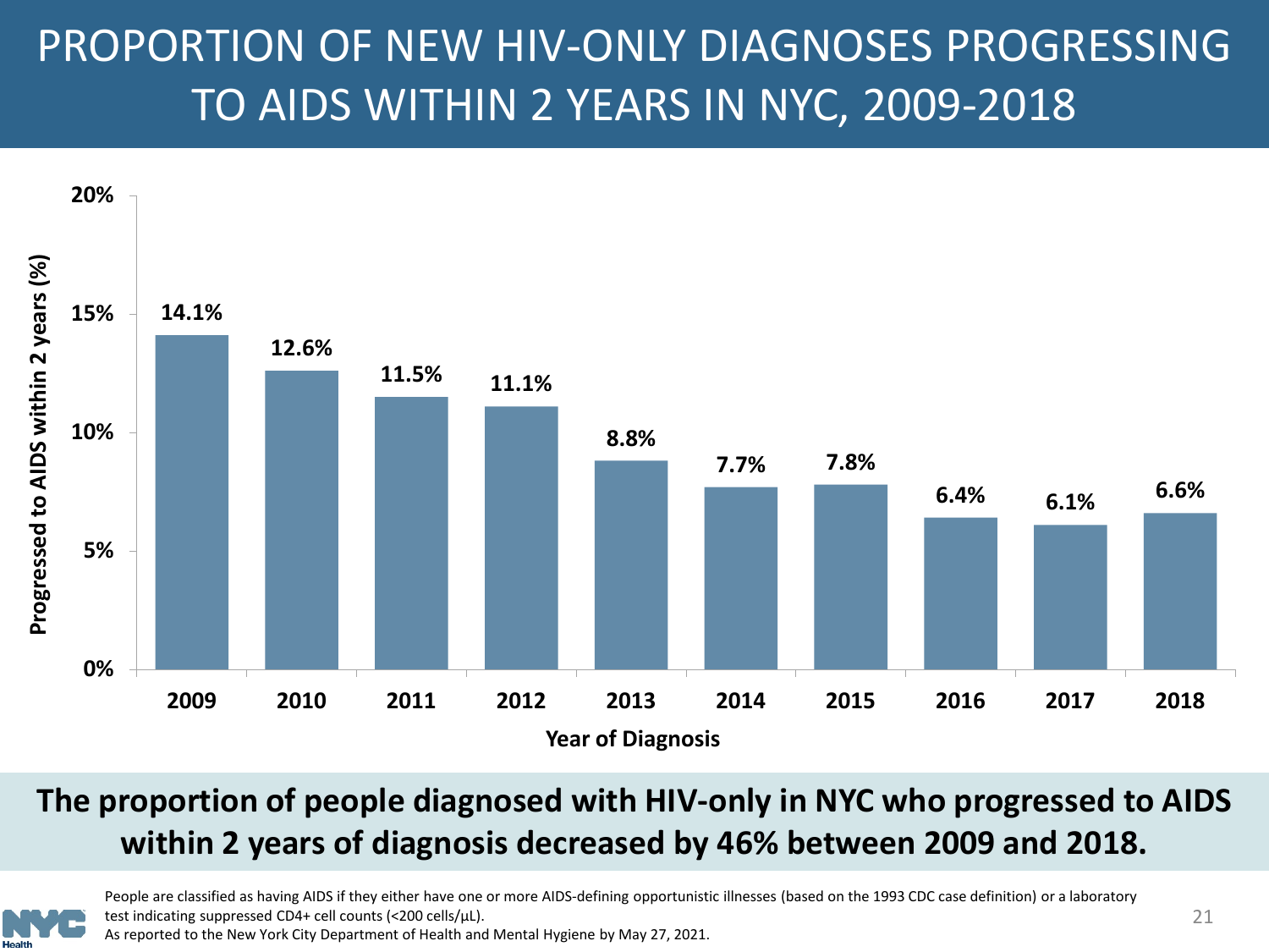# PROPORTION OF NEW HIV-ONLY DIAGNOSES PROGRESSING TO AIDS WITHIN 2 YEARS IN NYC, 2009-2018

| Year of Diagnosis | Progressed to AIDS within 2 years (%) |
|---|---|
| 2009 | 14.1% |
| 2010 | 12.6% |
| 2011 | 11.5% |
| 2012 | 11.1% |
| 2013 | 8.8% |
| 2014 | 7.7% |
| 2015 | 7.8% |
| 2016 | 6.4% |
| 2017 | 6.1% |
| 2018 | 6.6% |

**The proportion of people diagnosed with HIV-only in NYC who progressed to AIDS within 2 years of diagnosis decreased by 46% between 2009 and 2018.**

People are classified as having AIDS if they either have one or more AIDS-defining opportunistic illnesses (based on the 1993 CDC case definition) or a laboratory test indicating suppressed CD4+ cell counts (<200 cells/µL).
As reported to the New York City Department of Health and Mental Hygiene by May 27, 2021.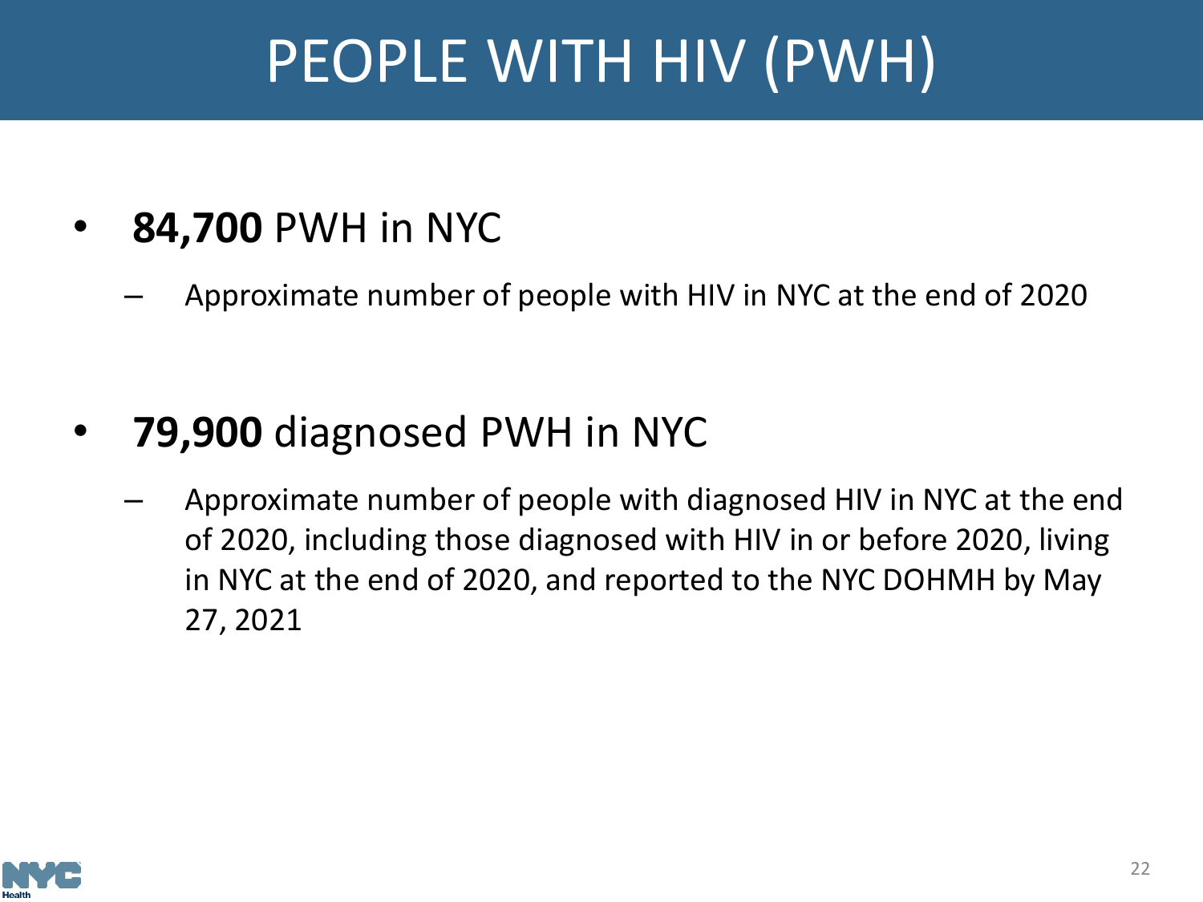# PEOPLE WITH HIV (PWH)

- **84,700** PWH in NYC
  - Approximate number of people with HIV in NYC at the end of 2020

- **79,900** diagnosed PWH in NYC
  - Approximate number of people with diagnosed HIV in NYC at the end of 2020, including those diagnosed with HIV in or before 2020, living in NYC at the end of 2020, and reported to the NYC DOHMH by May 27, 2021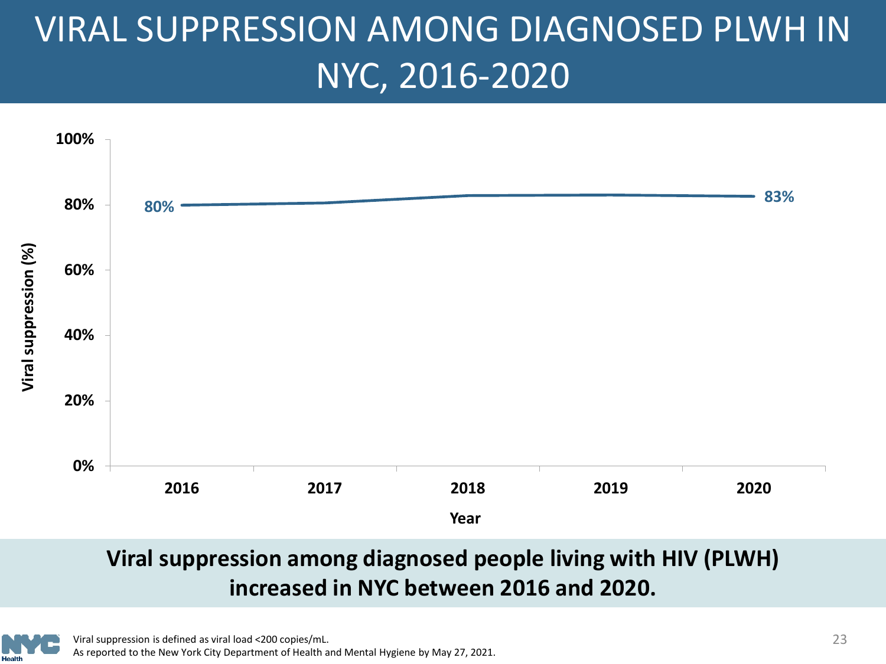# VIRAL SUPPRESSION AMONG DIAGNOSED PLWH IN NYC, 2016-2020

| Year | Viral suppression (%) |
| --- | --- |
| 2016 | 80% |
| 2020 | 83% |

**Viral suppression among diagnosed people living with HIV (PLWH) increased in NYC between 2016 and 2020.**

Viral suppression is defined as viral load <200 copies/mL.
As reported to the New York City Department of Health and Mental Hygiene by May 27, 2021.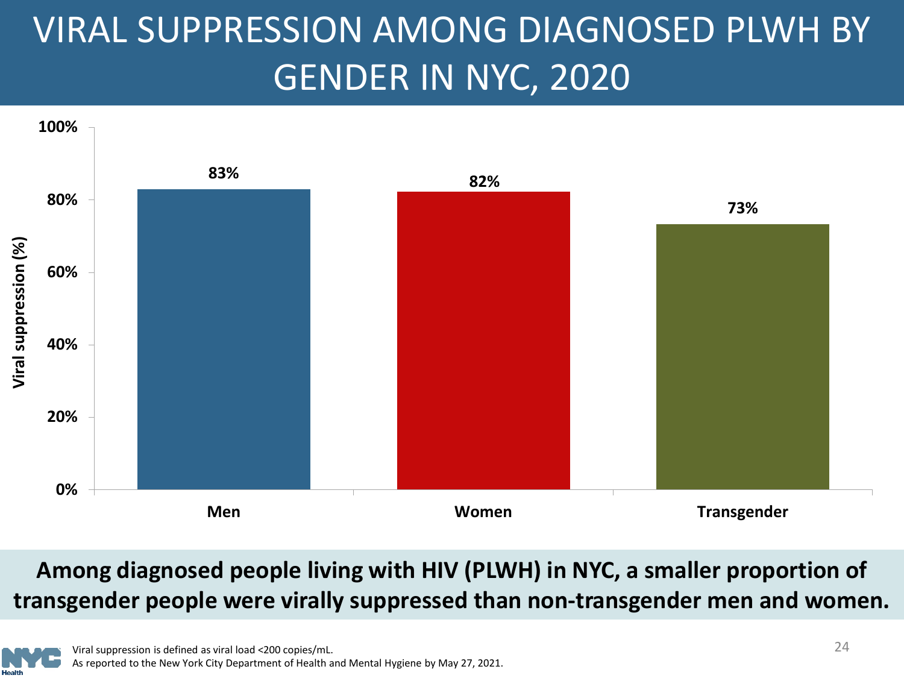# VIRAL SUPPRESSION AMONG DIAGNOSED PLWH BY GENDER IN NYC, 2020

| Gender | Viral suppression (%) |
| --- | --- |
| Men | 83% |
| Women | 82% |
| Transgender | 73% |

**Among diagnosed people living with HIV (PLWH) in NYC, a smaller proportion of transgender people were virally suppressed than non-transgender men and women.**

Viral suppression is defined as viral load <200 copies/mL.
As reported to the New York City Department of Health and Mental Hygiene by May 27, 2021.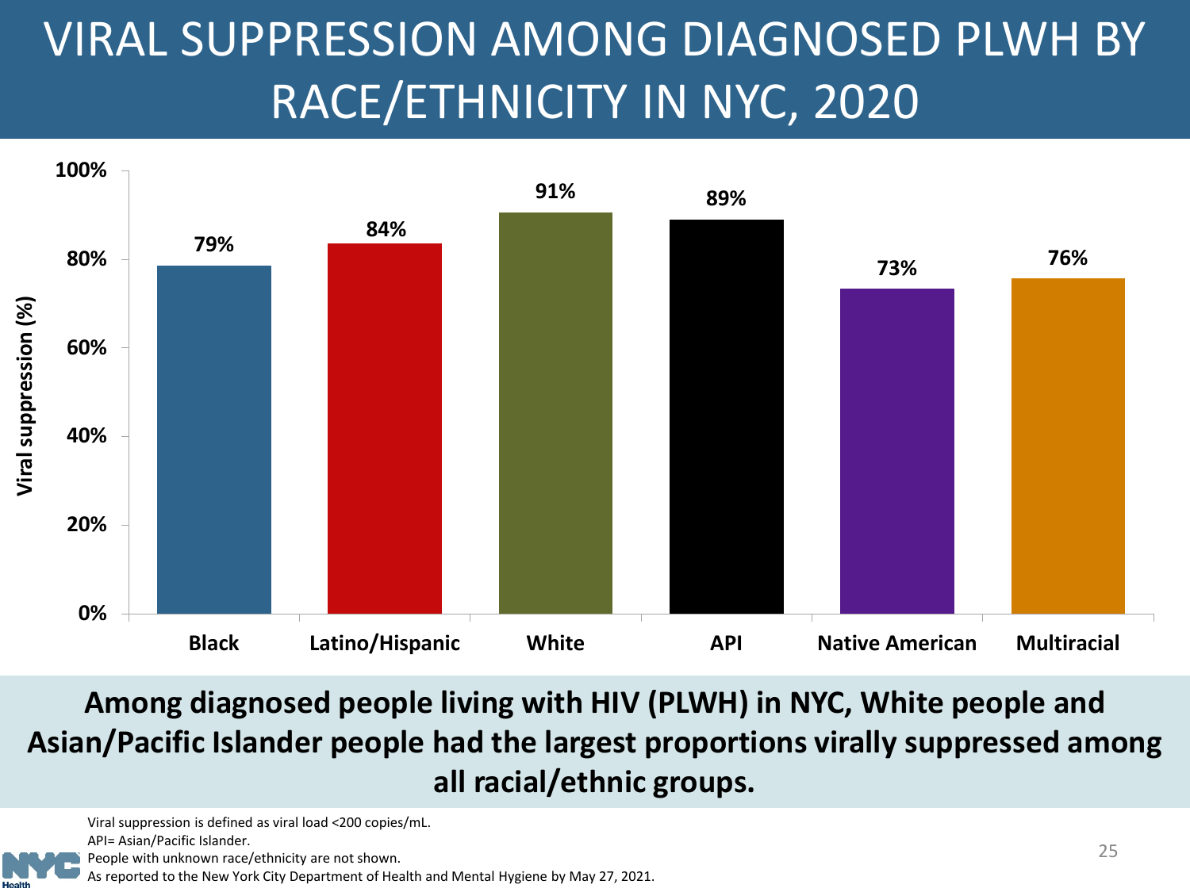# VIRAL SUPPRESSION AMONG DIAGNOSED PLWH BY RACE/ETHNICITY IN NYC, 2020

| Race/Ethnicity | Viral suppression (%) |
|---|---|
| Black | 79% |
| Latino/Hispanic | 84% |
| White | 91% |
| API | 89% |
| Native American | 73% |
| Multiracial | 76% |

**Among diagnosed people living with HIV (PLWH) in NYC, White people and Asian/Pacific Islander people had the largest proportions virally suppressed among all racial/ethnic groups.**

Viral suppression is defined as viral load <200 copies/mL.
API= Asian/Pacific Islander.
People with unknown race/ethnicity are not shown.
As reported to the New York City Department of Health and Mental Hygiene by May 27, 2021.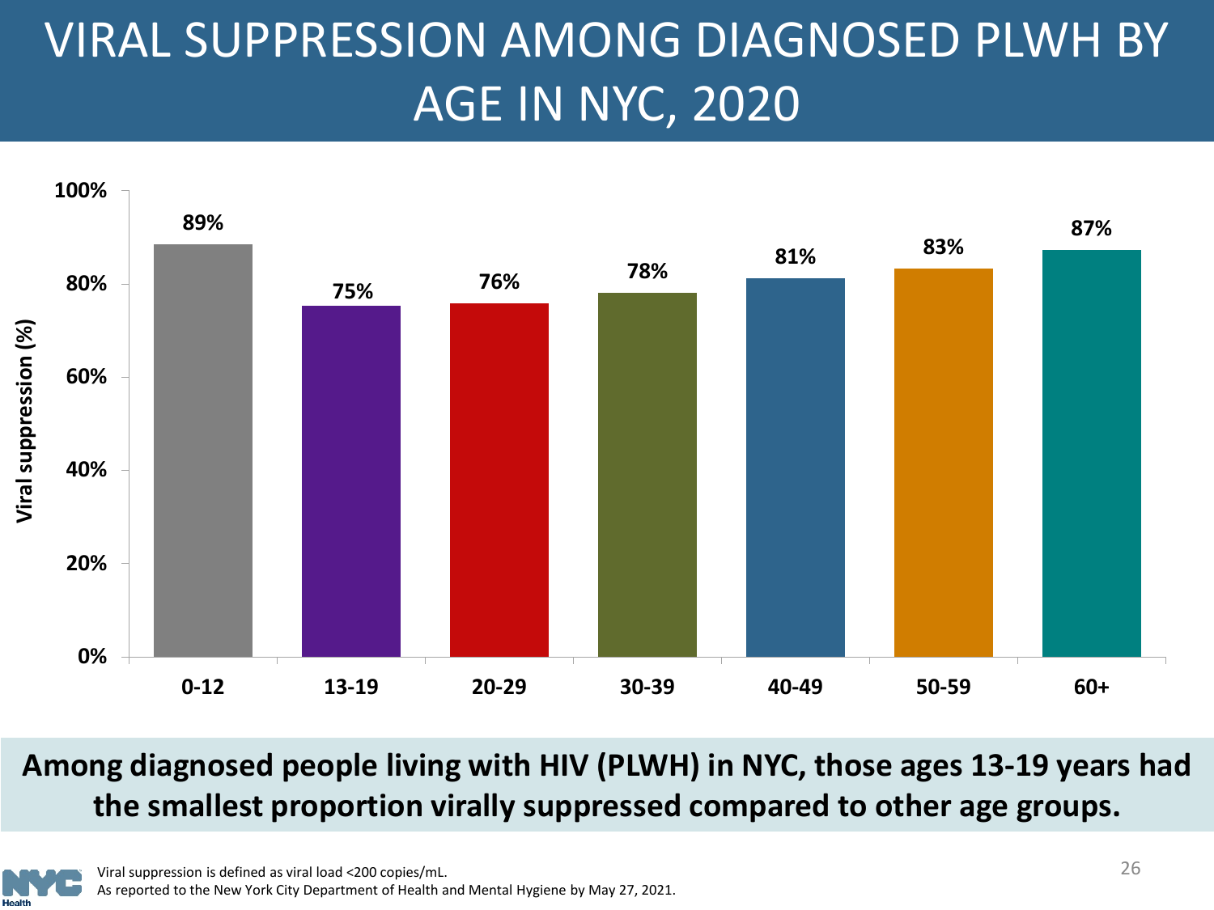# VIRAL SUPPRESSION AMONG DIAGNOSED PLWH BY AGE IN NYC, 2020

| Age group | Viral suppression (%) |
|---|---|
| 0-12 | 89% |
| 13-19 | 75% |
| 20-29 | 76% |
| 30-39 | 78% |
| 40-49 | 81% |
| 50-59 | 83% |
| 60+ | 87% |

**Among diagnosed people living with HIV (PLWH) in NYC, those ages 13-19 years had the smallest proportion virally suppressed compared to other age groups.**

Viral suppression is defined as viral load <200 copies/mL.
As reported to the New York City Department of Health and Mental Hygiene by May 27, 2021.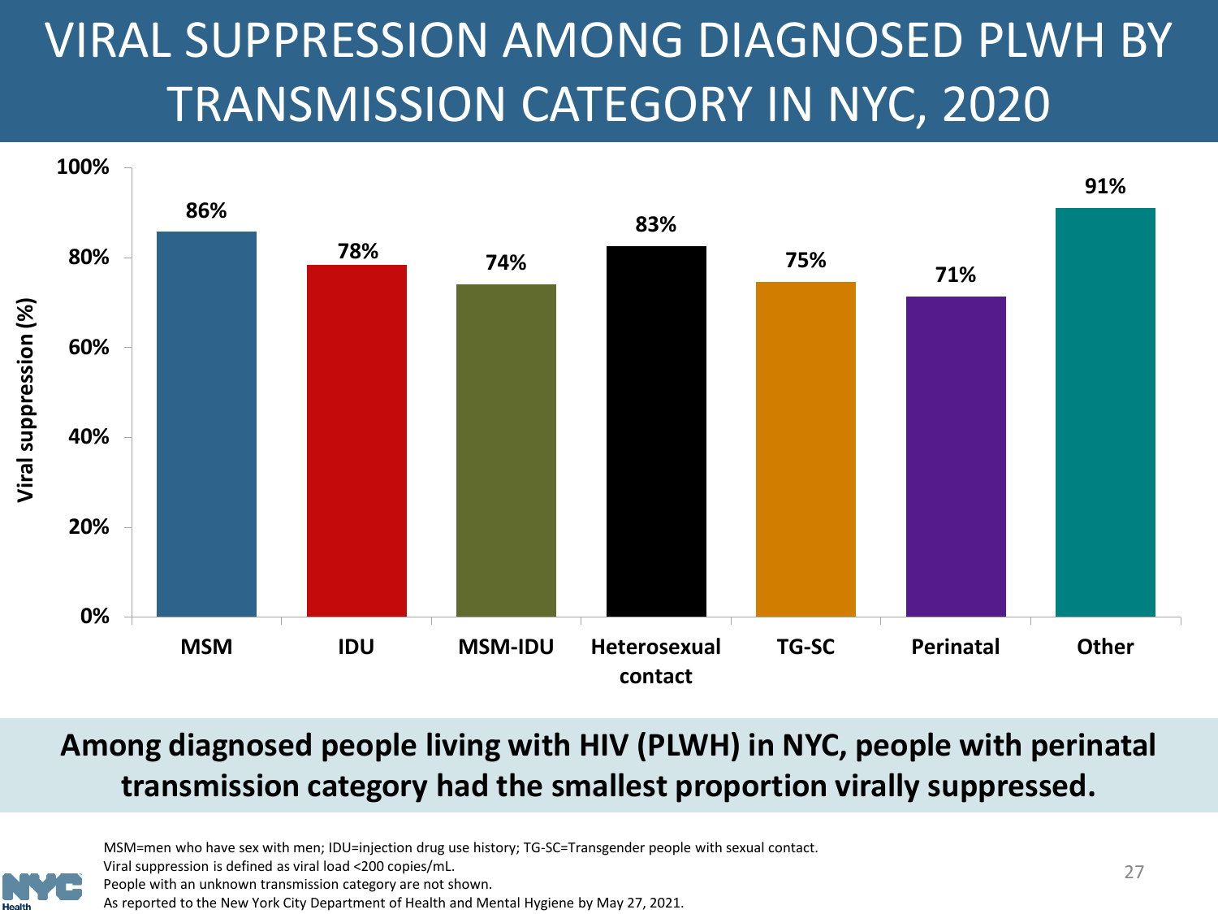# VIRAL SUPPRESSION AMONG DIAGNOSED PLWH BY TRANSMISSION CATEGORY IN NYC, 2020

| Transmission category | Viral suppression (%) |
|---|---|
| MSM | 86% |
| IDU | 78% |
| MSM-IDU | 74% |
| Heterosexual contact | 83% |
| TG-SC | 75% |
| Perinatal | 71% |
| Other | 91% |

**Among diagnosed people living with HIV (PLWH) in NYC, people with perinatal transmission category had the smallest proportion virally suppressed.**

MSM=men who have sex with men; IDU=injection drug use history; TG-SC=Transgender people with sexual contact.
Viral suppression is defined as viral load <200 copies/mL.
People with an unknown transmission category are not shown.
As reported to the New York City Department of Health and Mental Hygiene by May 27, 2021.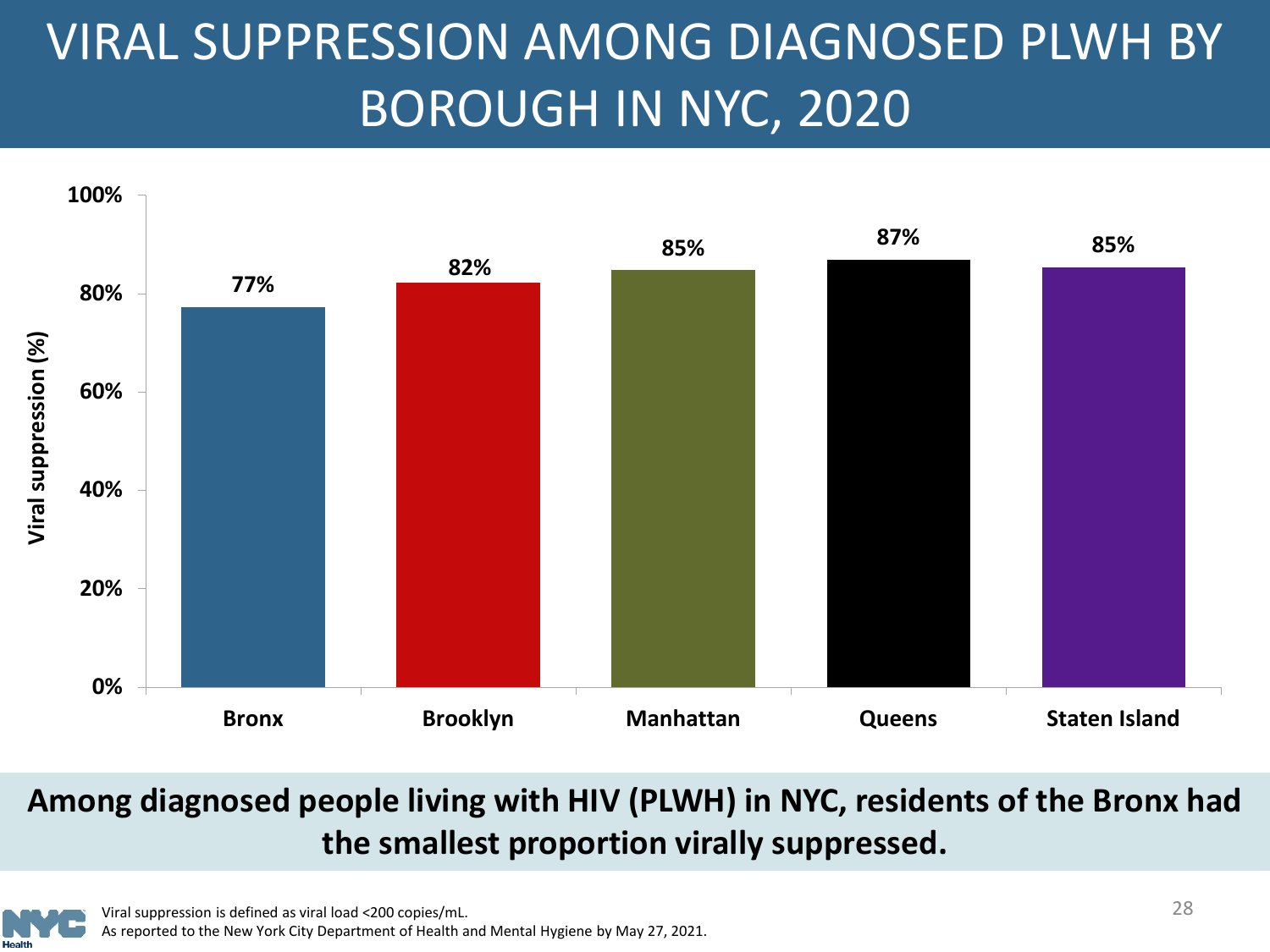# VIRAL SUPPRESSION AMONG DIAGNOSED PLWH BY BOROUGH IN NYC, 2020

| Borough | Viral suppression (%) |
| --- | --- |
| Bronx | 77% |
| Brooklyn | 82% |
| Manhattan | 85% |
| Queens | 87% |
| Staten Island | 85% |

**Among diagnosed people living with HIV (PLWH) in NYC, residents of the Bronx had the smallest proportion virally suppressed.**

Viral suppression is defined as viral load <200 copies/mL.
As reported to the New York City Department of Health and Mental Hygiene by May 27, 2021.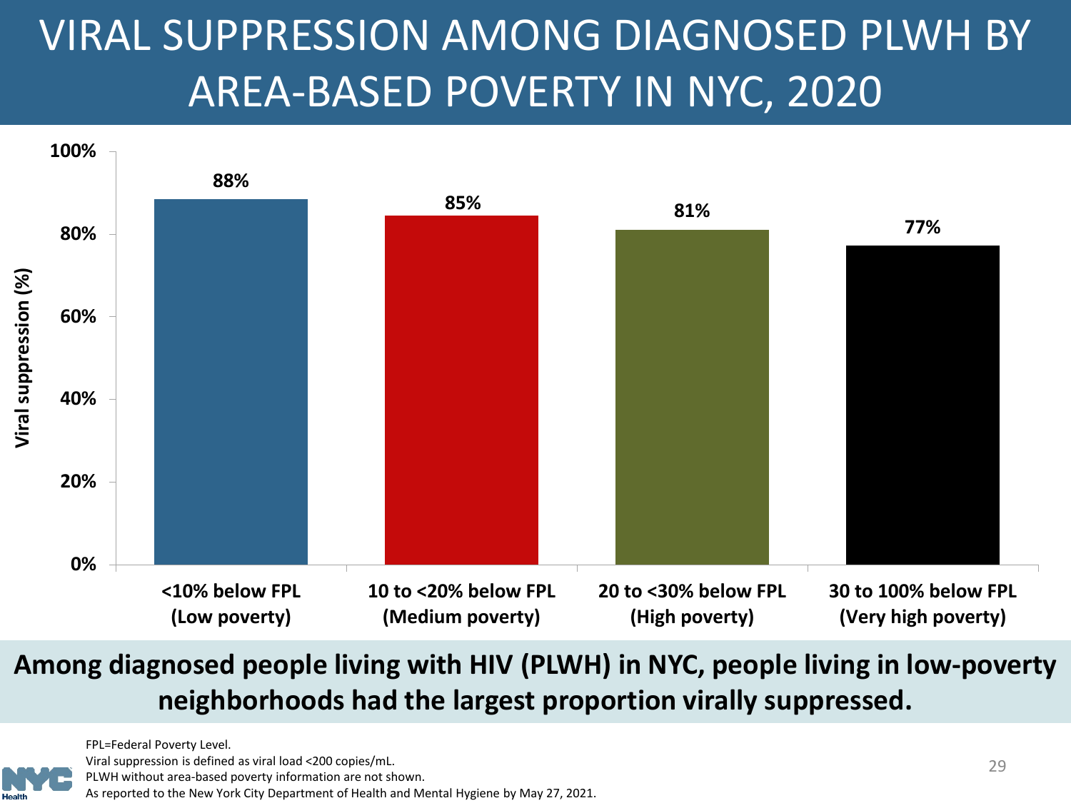# VIRAL SUPPRESSION AMONG DIAGNOSED PLWH BY AREA-BASED POVERTY IN NYC, 2020

| Area-based poverty | Viral suppression (%) |
| --- | --- |
| <10% below FPL (Low poverty) | 88% |
| 10 to <20% below FPL (Medium poverty) | 85% |
| 20 to <30% below FPL (High poverty) | 81% |
| 30 to 100% below FPL (Very high poverty) | 77% |

**Among diagnosed people living with HIV (PLWH) in NYC, people living in low-poverty neighborhoods had the largest proportion virally suppressed.**

FPL=Federal Poverty Level.
Viral suppression is defined as viral load <200 copies/mL.
PLWH without area-based poverty information are not shown.
As reported to the New York City Department of Health and Mental Hygiene by May 27, 2021.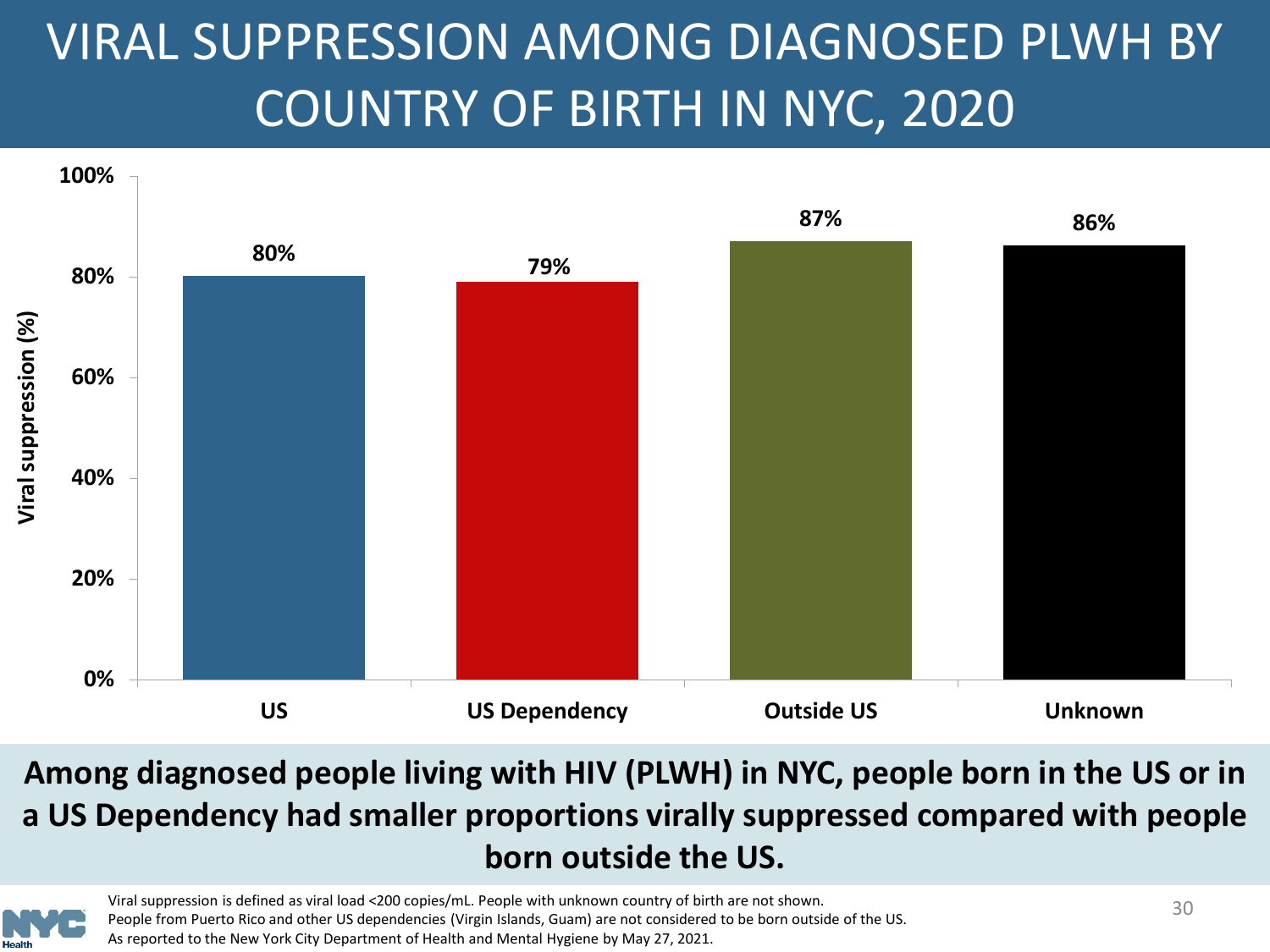# VIRAL SUPPRESSION AMONG DIAGNOSED PLWH BY COUNTRY OF BIRTH IN NYC, 2020

| Country of birth | Viral suppression (%) |
|---|---|
| US | 80% |
| US Dependency | 79% |
| Outside US | 87% |
| Unknown | 86% |

**Among diagnosed people living with HIV (PLWH) in NYC, people born in the US or in a US Dependency had smaller proportions virally suppressed compared with people born outside the US.**

Viral suppression is defined as viral load <200 copies/mL. People with unknown country of birth are not shown.
People from Puerto Rico and other US dependencies (Virgin Islands, Guam) are not considered to be born outside of the US.
As reported to the New York City Department of Health and Mental Hygiene by May 27, 2021.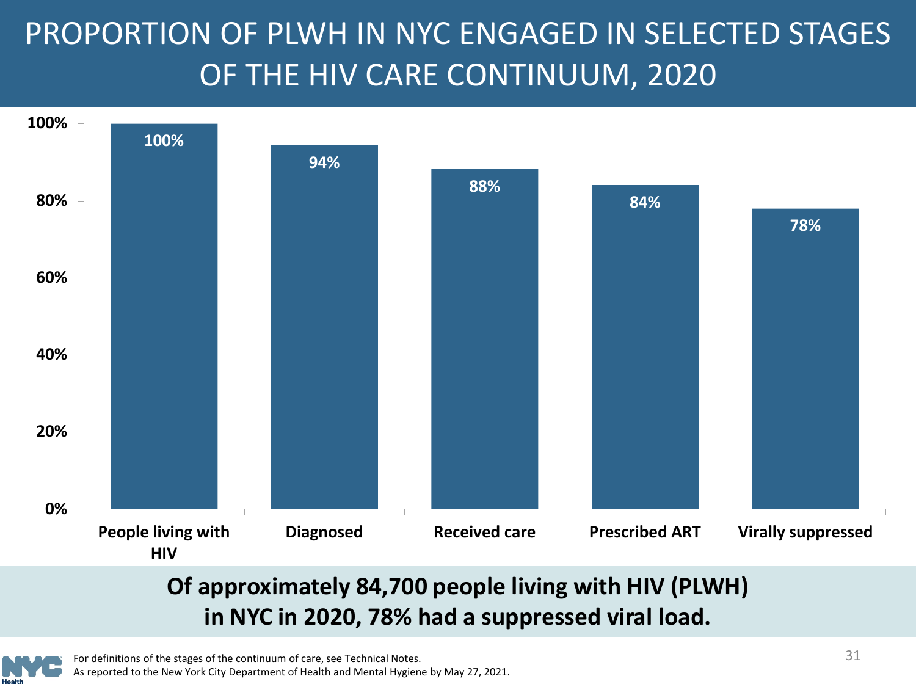# PROPORTION OF PLWH IN NYC ENGAGED IN SELECTED STAGES OF THE HIV CARE CONTINUUM, 2020

| Stage | Percent |
| --- | --- |
| People living with HIV | 100% |
| Diagnosed | 94% |
| Received care | 88% |
| Prescribed ART | 84% |
| Virally suppressed | 78% |

**Of approximately 84,700 people living with HIV (PLWH) in NYC in 2020, 78% had a suppressed viral load.**

For definitions of the stages of the continuum of care, see Technical Notes.
As reported to the New York City Department of Health and Mental Hygiene by May 27, 2021.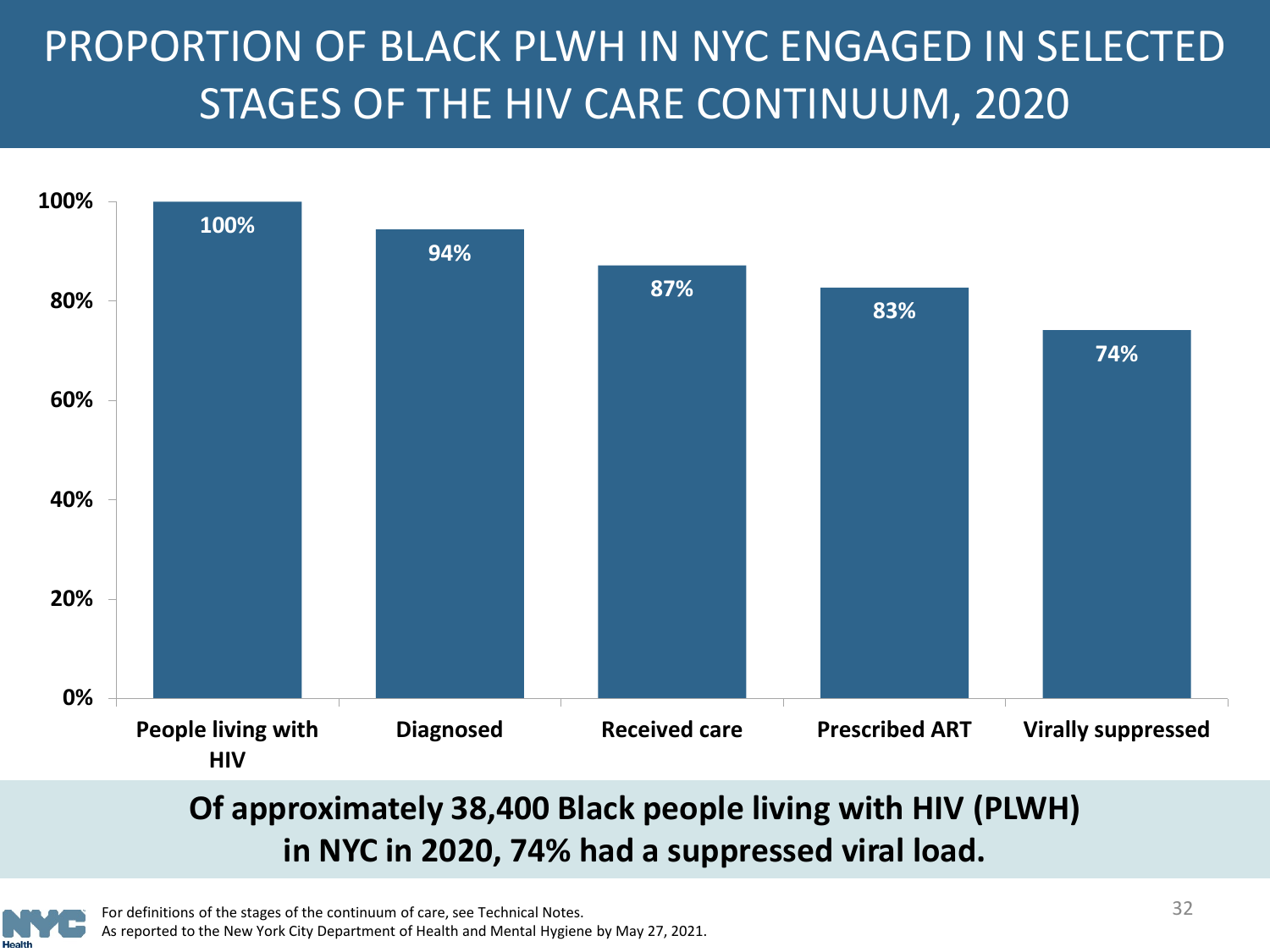# PROPORTION OF BLACK PLWH IN NYC ENGAGED IN SELECTED STAGES OF THE HIV CARE CONTINUUM, 2020

| Stage | Percent |
| --- | --- |
| People living with HIV | 100% |
| Diagnosed | 94% |
| Received care | 87% |
| Prescribed ART | 83% |
| Virally suppressed | 74% |

**Of approximately 38,400 Black people living with HIV (PLWH) in NYC in 2020, 74% had a suppressed viral load.**

For definitions of the stages of the continuum of care, see Technical Notes.
As reported to the New York City Department of Health and Mental Hygiene by May 27, 2021.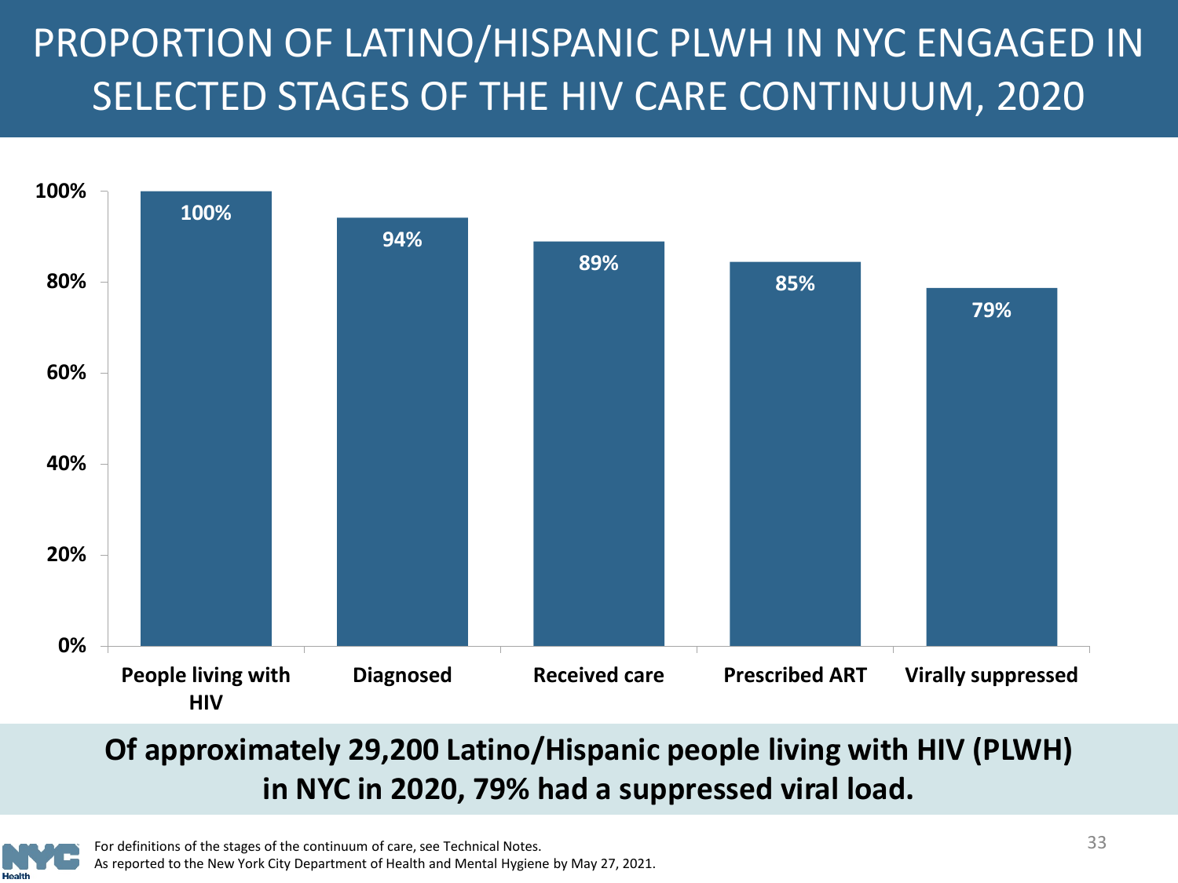# PROPORTION OF LATINO/HISPANIC PLWH IN NYC ENGAGED IN SELECTED STAGES OF THE HIV CARE CONTINUUM, 2020

| Stage | Percent |
|---|---|
| People living with HIV | 100% |
| Diagnosed | 94% |
| Received care | 89% |
| Prescribed ART | 85% |
| Virally suppressed | 79% |

**Of approximately 29,200 Latino/Hispanic people living with HIV (PLWH) in NYC in 2020, 79% had a suppressed viral load.**

For definitions of the stages of the continuum of care, see Technical Notes.
As reported to the New York City Department of Health and Mental Hygiene by May 27, 2021.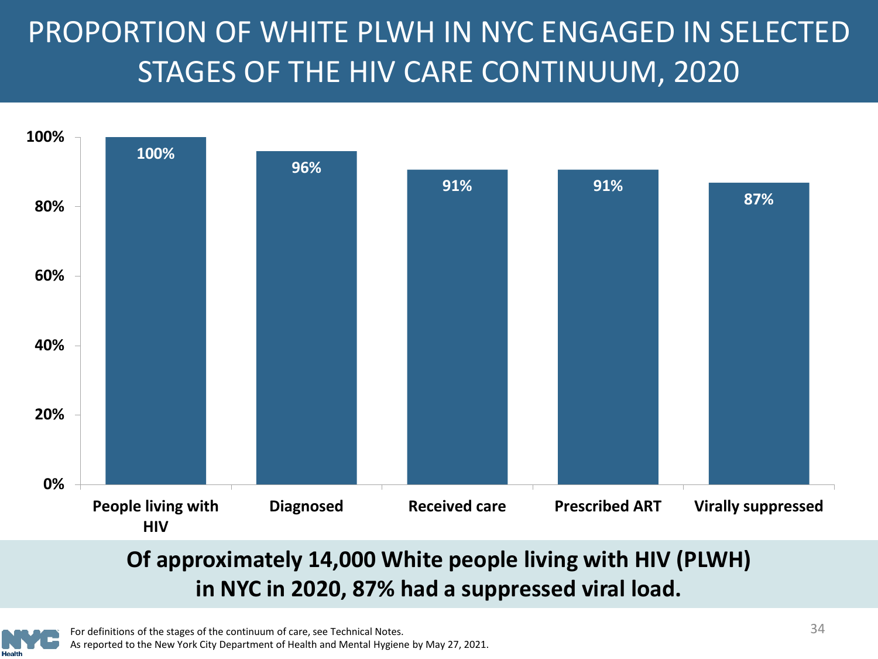# PROPORTION OF WHITE PLWH IN NYC ENGAGED IN SELECTED STAGES OF THE HIV CARE CONTINUUM, 2020

| Stage | Percentage |
|---|---|
| People living with HIV | 100% |
| Diagnosed | 96% |
| Received care | 91% |
| Prescribed ART | 91% |
| Virally suppressed | 87% |

**Of approximately 14,000 White people living with HIV (PLWH) in NYC in 2020, 87% had a suppressed viral load.**

For definitions of the stages of the continuum of care, see Technical Notes.
As reported to the New York City Department of Health and Mental Hygiene by May 27, 2021.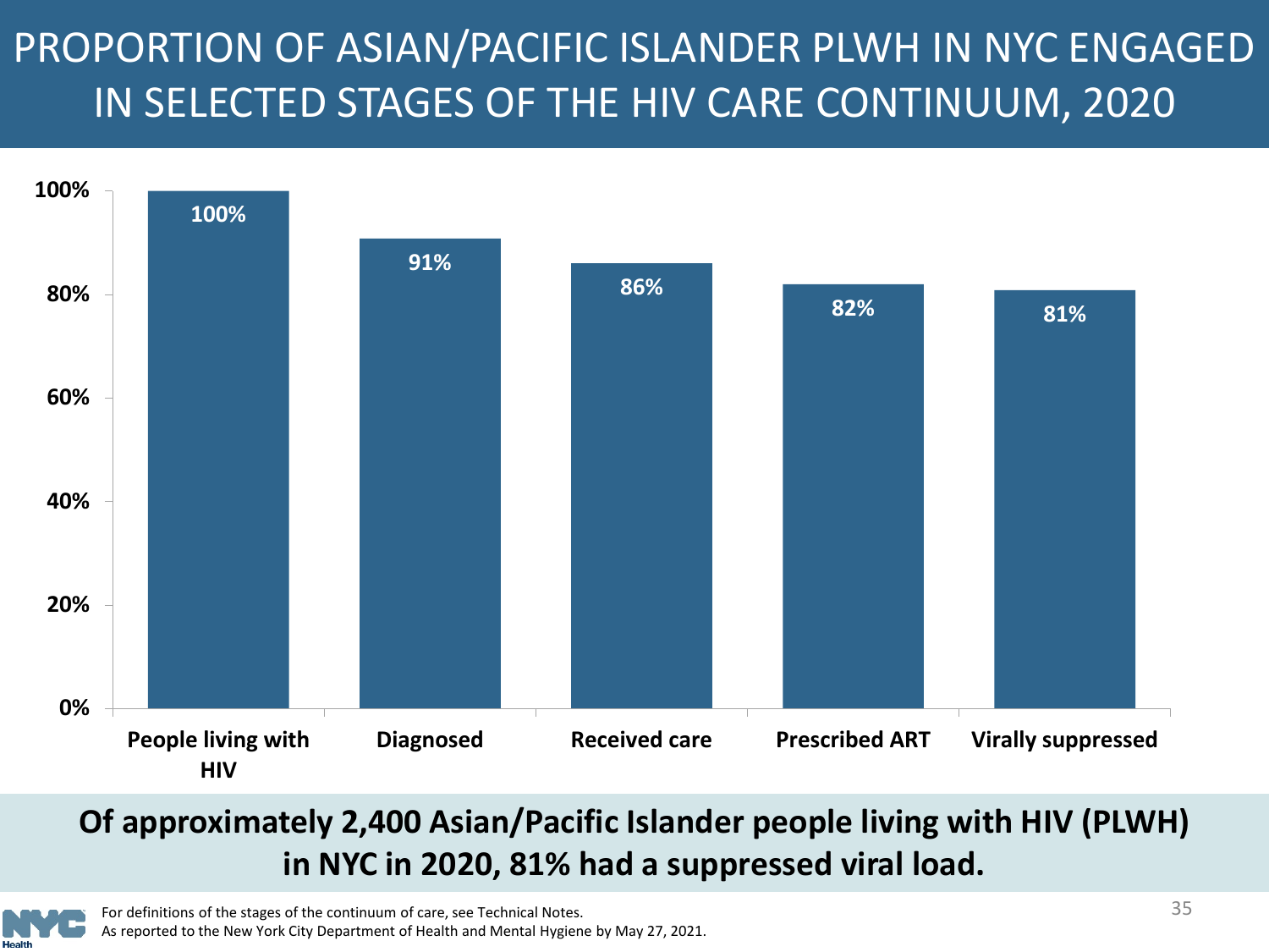# PROPORTION OF ASIAN/PACIFIC ISLANDER PLWH IN NYC ENGAGED IN SELECTED STAGES OF THE HIV CARE CONTINUUM, 2020

| Stage | Percent |
| --- | --- |
| People living with HIV | 100% |
| Diagnosed | 91% |
| Received care | 86% |
| Prescribed ART | 82% |
| Virally suppressed | 81% |

**Of approximately 2,400 Asian/Pacific Islander people living with HIV (PLWH) in NYC in 2020, 81% had a suppressed viral load.**

For definitions of the stages of the continuum of care, see Technical Notes.
As reported to the New York City Department of Health and Mental Hygiene by May 27, 2021.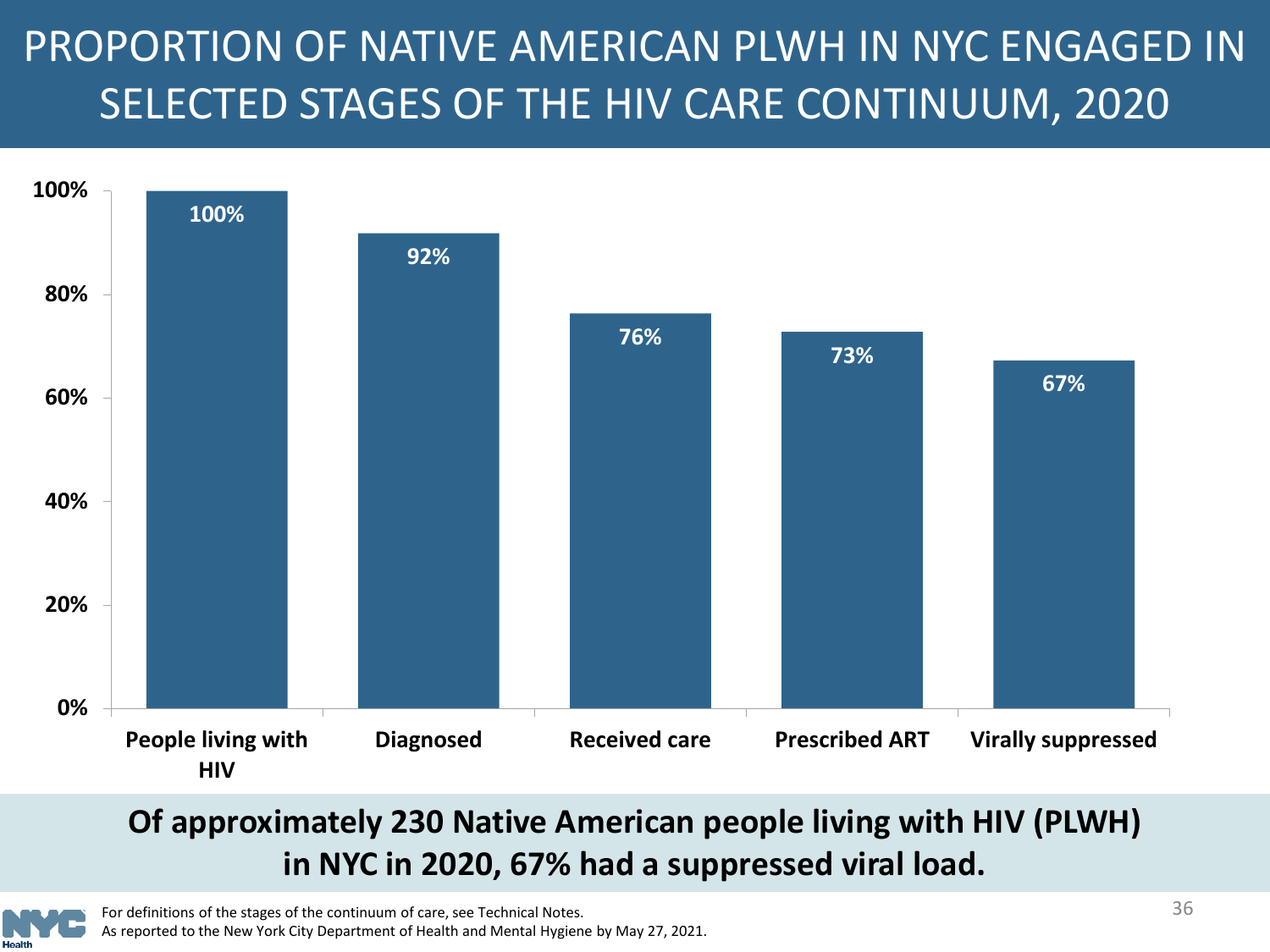# PROPORTION OF NATIVE AMERICAN PLWH IN NYC ENGAGED IN SELECTED STAGES OF THE HIV CARE CONTINUUM, 2020

| Stage | Percent |
| --- | --- |
| People living with HIV | 100% |
| Diagnosed | 92% |
| Received care | 76% |
| Prescribed ART | 73% |
| Virally suppressed | 67% |

**Of approximately 230 Native American people living with HIV (PLWH) in NYC in 2020, 67% had a suppressed viral load.**

For definitions of the stages of the continuum of care, see Technical Notes.
As reported to the New York City Department of Health and Mental Hygiene by May 27, 2021.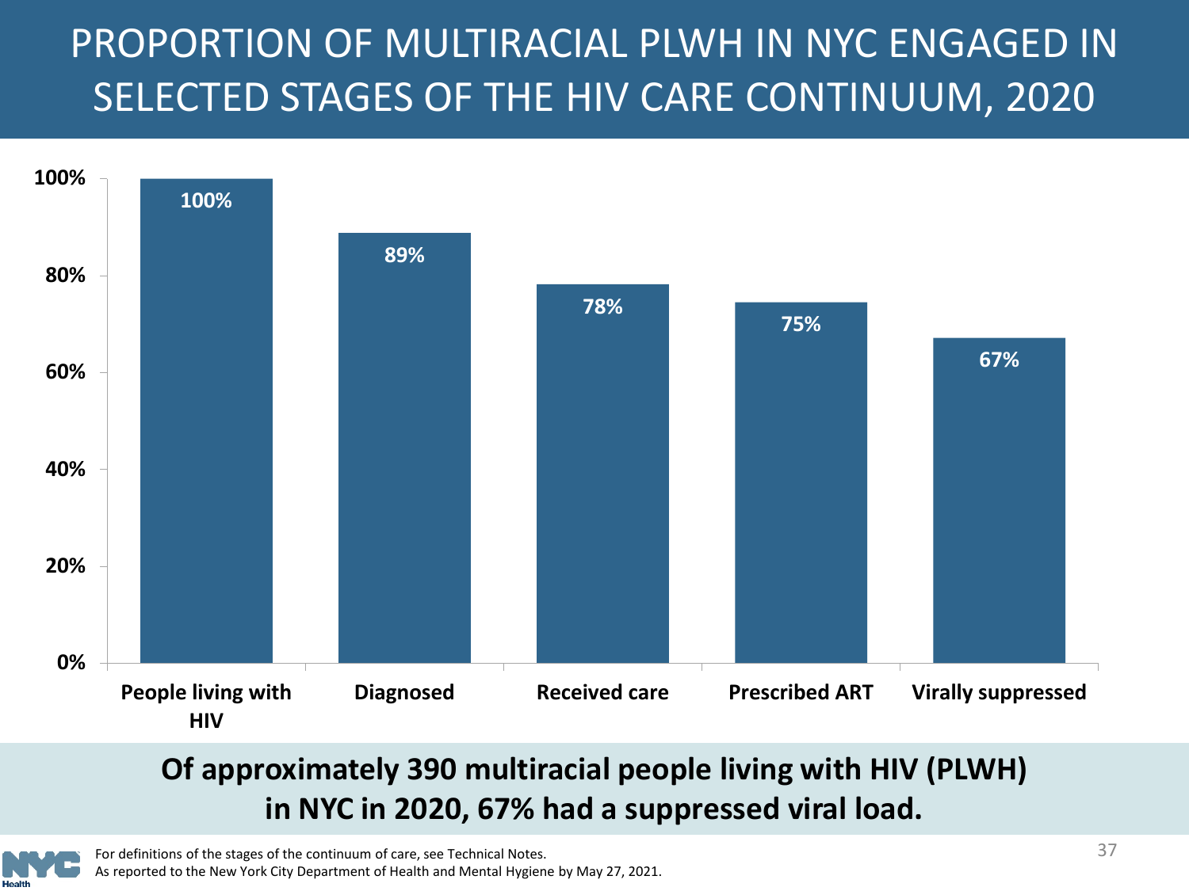# PROPORTION OF MULTIRACIAL PLWH IN NYC ENGAGED IN SELECTED STAGES OF THE HIV CARE CONTINUUM, 2020

| Stage | Percent |
|---|---|
| People living with HIV | 100% |
| Diagnosed | 89% |
| Received care | 78% |
| Prescribed ART | 75% |
| Virally suppressed | 67% |

**Of approximately 390 multiracial people living with HIV (PLWH) in NYC in 2020, 67% had a suppressed viral load.**

For definitions of the stages of the continuum of care, see Technical Notes.
As reported to the New York City Department of Health and Mental Hygiene by May 27, 2021.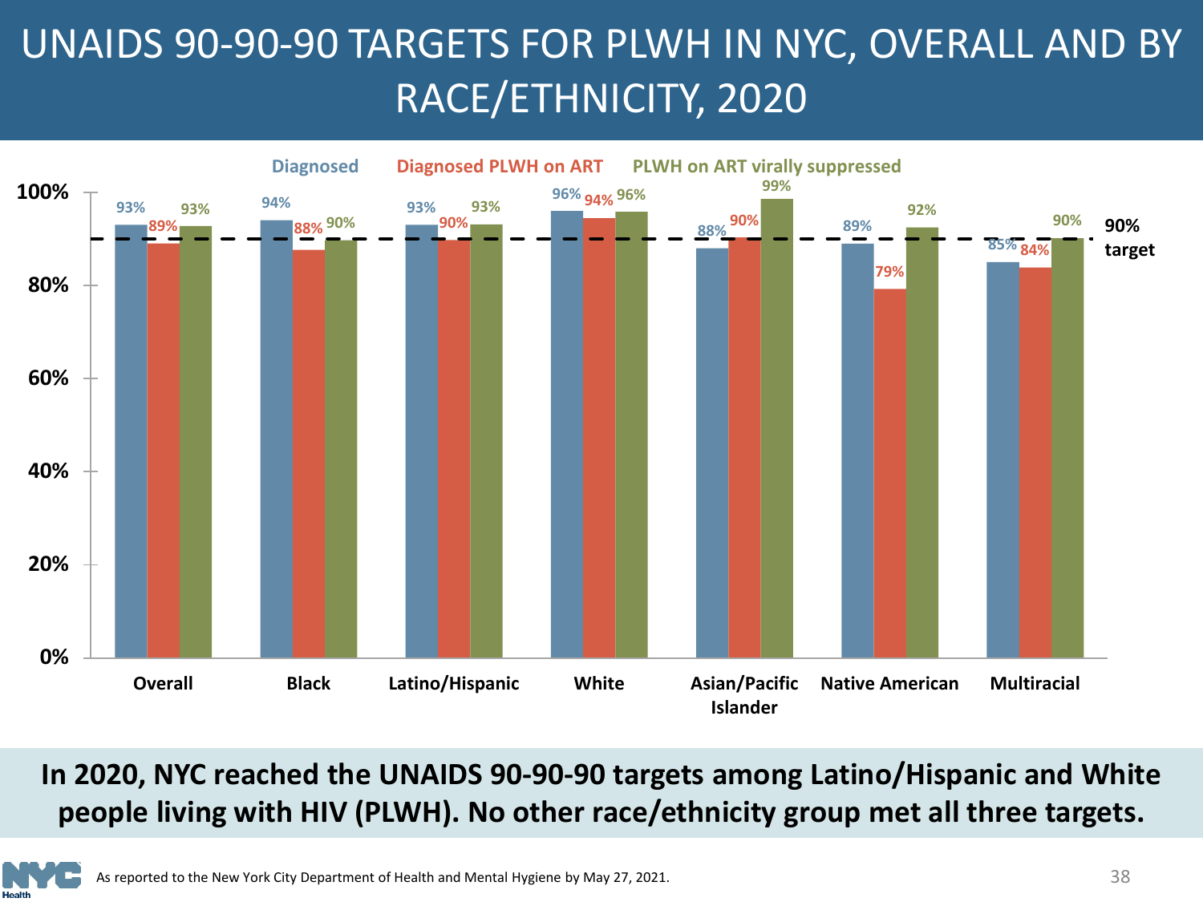# UNAIDS 90-90-90 TARGETS FOR PLWH IN NYC, OVERALL AND BY RACE/ETHNICITY, 2020

| | Diagnosed | Diagnosed PLWH on ART | PLWH on ART virally suppressed |
|---|---|---|---|
| Overall | 93% | 89% | 93% |
| Black | 94% | 88% | 90% |
| Latino/Hispanic | 93% | 90% | 93% |
| White | 96% | 94% | 96% |
| Asian/Pacific Islander | 88% | 90% | 99% |
| Native American | 89% | 79% | 92% |
| Multiracial | 85% | 84% | 90% |

90% target

**In 2020, NYC reached the UNAIDS 90-90-90 targets among Latino/Hispanic and White people living with HIV (PLWH). No other race/ethnicity group met all three targets.**

As reported to the New York City Department of Health and Mental Hygiene by May 27, 2021.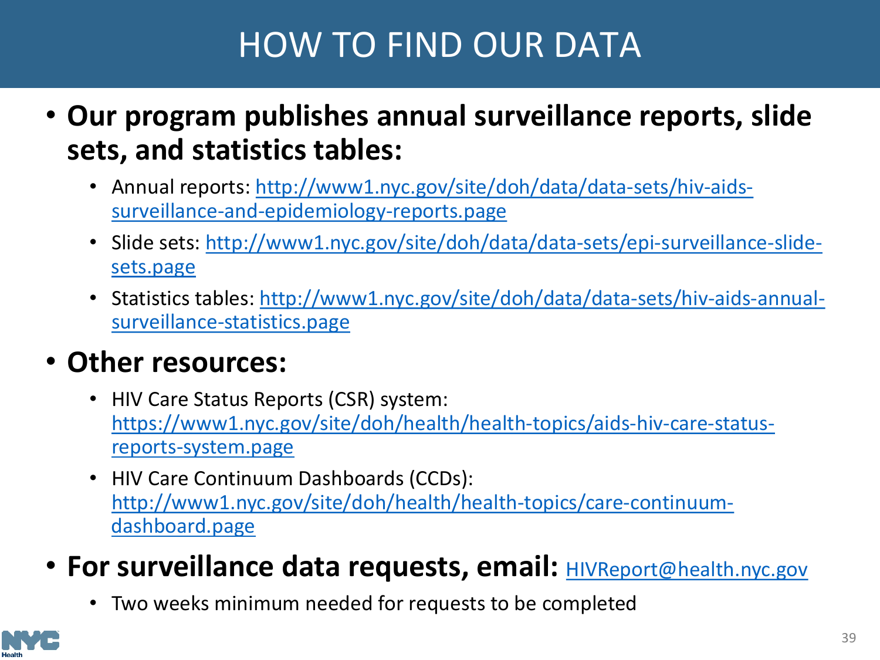# HOW TO FIND OUR DATA

- **Our program publishes annual surveillance reports, slide sets, and statistics tables:**
  - Annual reports: http://www1.nyc.gov/site/doh/data/data-sets/hiv-aids-surveillance-and-epidemiology-reports.page
  - Slide sets: http://www1.nyc.gov/site/doh/data/data-sets/epi-surveillance-slide-sets.page
  - Statistics tables: http://www1.nyc.gov/site/doh/data/data-sets/hiv-aids-annual-surveillance-statistics.page
- **Other resources:**
  - HIV Care Status Reports (CSR) system: https://www1.nyc.gov/site/doh/health/health-topics/aids-hiv-care-status-reports-system.page
  - HIV Care Continuum Dashboards (CCDs): http://www1.nyc.gov/site/doh/health/health-topics/care-continuum-dashboard.page
- **For surveillance data requests, email:** HIVReport@health.nyc.gov
  - Two weeks minimum needed for requests to be completed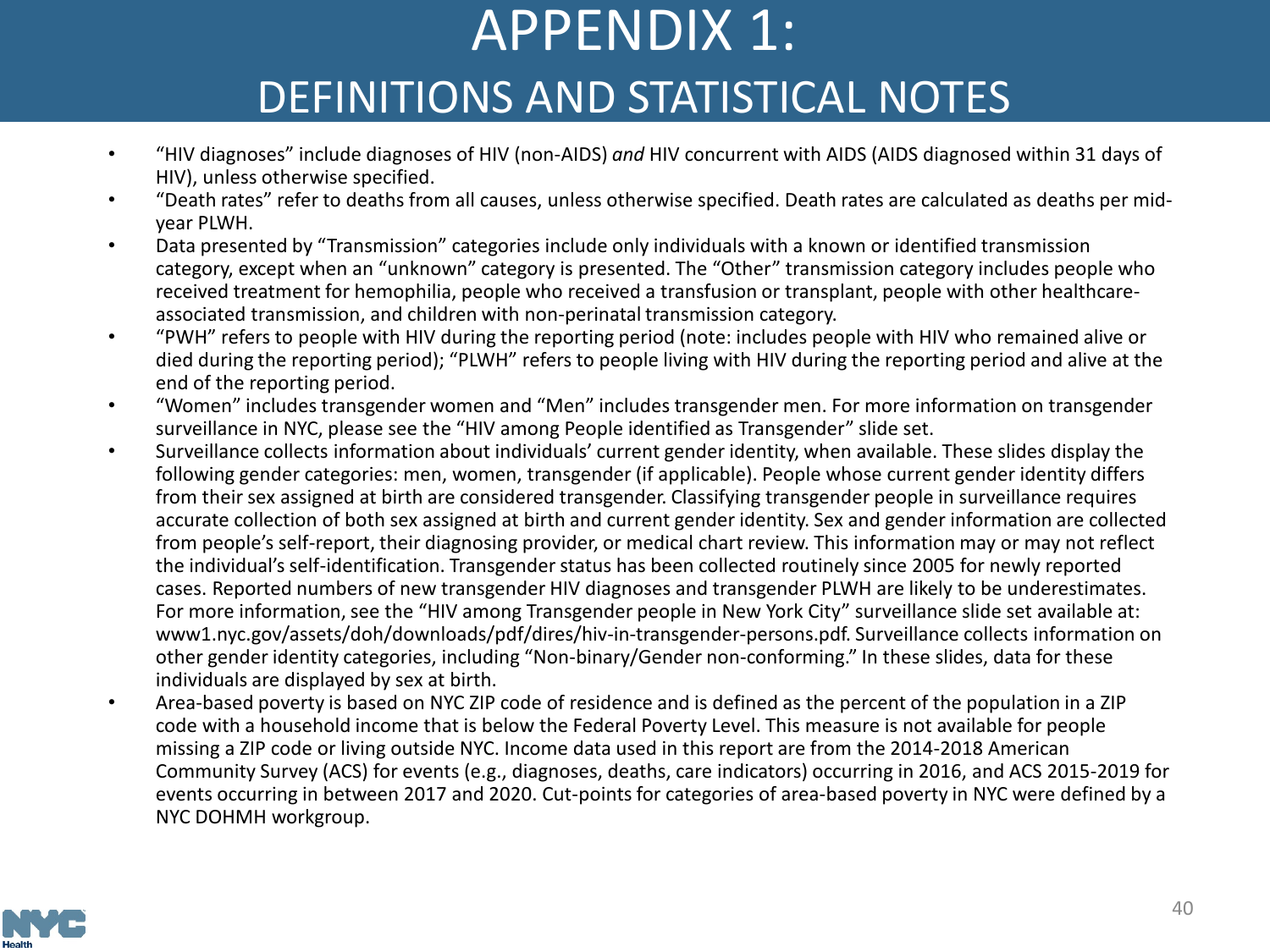# APPENDIX 1:
## DEFINITIONS AND STATISTICAL NOTES

- "HIV diagnoses" include diagnoses of HIV (non-AIDS) *and* HIV concurrent with AIDS (AIDS diagnosed within 31 days of HIV), unless otherwise specified.
- "Death rates" refer to deaths from all causes, unless otherwise specified. Death rates are calculated as deaths per mid-year PLWH.
- Data presented by "Transmission" categories include only individuals with a known or identified transmission category, except when an "unknown" category is presented. The "Other" transmission category includes people who received treatment for hemophilia, people who received a transfusion or transplant, people with other healthcare-associated transmission, and children with non-perinatal transmission category.
- "PWH" refers to people with HIV during the reporting period (note: includes people with HIV who remained alive or died during the reporting period); "PLWH" refers to people living with HIV during the reporting period and alive at the end of the reporting period.
- "Women" includes transgender women and "Men" includes transgender men. For more information on transgender surveillance in NYC, please see the "HIV among People identified as Transgender" slide set.
- Surveillance collects information about individuals' current gender identity, when available. These slides display the following gender categories: men, women, transgender (if applicable). People whose current gender identity differs from their sex assigned at birth are considered transgender. Classifying transgender people in surveillance requires accurate collection of both sex assigned at birth and current gender identity. Sex and gender information are collected from people's self-report, their diagnosing provider, or medical chart review. This information may or may not reflect the individual's self-identification. Transgender status has been collected routinely since 2005 for newly reported cases. Reported numbers of new transgender HIV diagnoses and transgender PLWH are likely to be underestimates. For more information, see the "HIV among Transgender people in New York City" surveillance slide set available at: www1.nyc.gov/assets/doh/downloads/pdf/dires/hiv-in-transgender-persons.pdf. Surveillance collects information on other gender identity categories, including "Non-binary/Gender non-conforming." In these slides, data for these individuals are displayed by sex at birth.
- Area-based poverty is based on NYC ZIP code of residence and is defined as the percent of the population in a ZIP code with a household income that is below the Federal Poverty Level. This measure is not available for people missing a ZIP code or living outside NYC. Income data used in this report are from the 2014-2018 American Community Survey (ACS) for events (e.g., diagnoses, deaths, care indicators) occurring in 2016, and ACS 2015-2019 for events occurring in between 2017 and 2020. Cut-points for categories of area-based poverty in NYC were defined by a NYC DOHMH workgroup.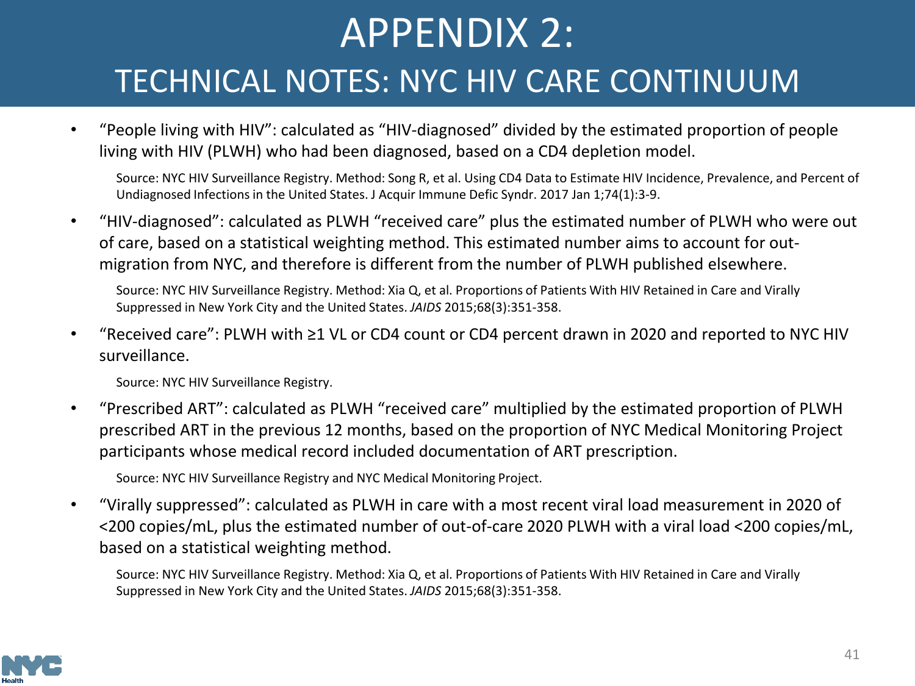# APPENDIX 2:

## TECHNICAL NOTES: NYC HIV CARE CONTINUUM

- "People living with HIV": calculated as "HIV-diagnosed" divided by the estimated proportion of people living with HIV (PLWH) who had been diagnosed, based on a CD4 depletion model.

  Source: NYC HIV Surveillance Registry. Method: Song R, et al. Using CD4 Data to Estimate HIV Incidence, Prevalence, and Percent of Undiagnosed Infections in the United States. J Acquir Immune Defic Syndr. 2017 Jan 1;74(1):3-9.

- "HIV-diagnosed": calculated as PLWH "received care" plus the estimated number of PLWH who were out of care, based on a statistical weighting method. This estimated number aims to account for out-migration from NYC, and therefore is different from the number of PLWH published elsewhere.

  Source: NYC HIV Surveillance Registry. Method: Xia Q, et al. Proportions of Patients With HIV Retained in Care and Virally Suppressed in New York City and the United States. *JAIDS* 2015;68(3):351-358.

- "Received care": PLWH with ≥1 VL or CD4 count or CD4 percent drawn in 2020 and reported to NYC HIV surveillance.

  Source: NYC HIV Surveillance Registry.

- "Prescribed ART": calculated as PLWH "received care" multiplied by the estimated proportion of PLWH prescribed ART in the previous 12 months, based on the proportion of NYC Medical Monitoring Project participants whose medical record included documentation of ART prescription.

  Source: NYC HIV Surveillance Registry and NYC Medical Monitoring Project.

- "Virally suppressed": calculated as PLWH in care with a most recent viral load measurement in 2020 of <200 copies/mL, plus the estimated number of out-of-care 2020 PLWH with a viral load <200 copies/mL, based on a statistical weighting method.

  Source: NYC HIV Surveillance Registry. Method: Xia Q, et al. Proportions of Patients With HIV Retained in Care and Virally Suppressed in New York City and the United States. *JAIDS* 2015;68(3):351-358.